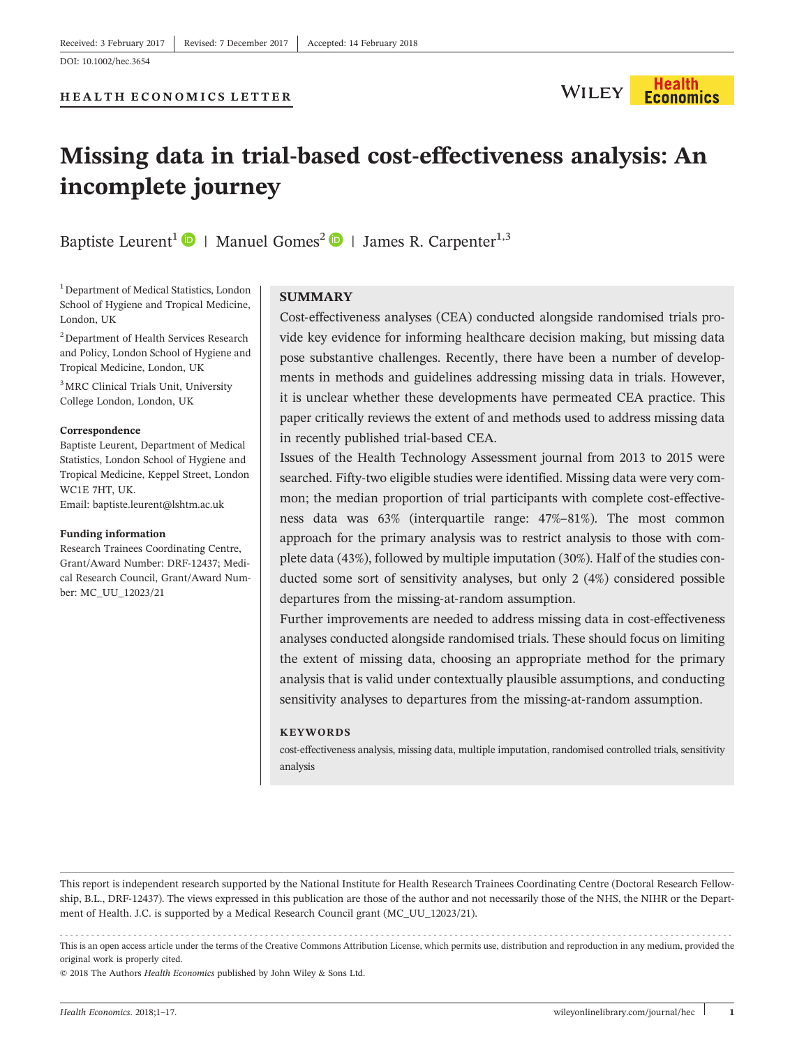Received: 3 February 2017 | Revised: 7 December 2017 | Accepted: 14 February 2018

DOI: 10.1002/hec.3654

HEALTH ECONOMICS LETTER

# Missing data in trial-based cost-effectiveness analysis: An incomplete journey

Baptiste Leurent[1] | Manuel Gomes[2] | James R. Carpenter[1,3]

[1] Department of Medical Statistics, London School of Hygiene and Tropical Medicine, London, UK

[2] Department of Health Services Research and Policy, London School of Hygiene and Tropical Medicine, London, UK

[3] MRC Clinical Trials Unit, University College London, London, UK

**Correspondence**
Baptiste Leurent, Department of Medical Statistics, London School of Hygiene and Tropical Medicine, Keppel Street, London WC1E 7HT, UK.
Email: baptiste.leurent@lshtm.ac.uk

**Funding information**
Research Trainees Coordinating Centre, Grant/Award Number: DRF-12437; Medical Research Council, Grant/Award Number: MC_UU_12023/21

## SUMMARY

Cost-effectiveness analyses (CEA) conducted alongside randomised trials provide key evidence for informing healthcare decision making, but missing data pose substantive challenges. Recently, there have been a number of developments in methods and guidelines addressing missing data in trials. However, it is unclear whether these developments have permeated CEA practice. This paper critically reviews the extent of and methods used to address missing data in recently published trial-based CEA.

Issues of the Health Technology Assessment journal from 2013 to 2015 were searched. Fifty-two eligible studies were identified. Missing data were very common; the median proportion of trial participants with complete cost-effectiveness data was 63% (interquartile range: 47%–81%). The most common approach for the primary analysis was to restrict analysis to those with complete data (43%), followed by multiple imputation (30%). Half of the studies conducted some sort of sensitivity analyses, but only 2 (4%) considered possible departures from the missing-at-random assumption.

Further improvements are needed to address missing data in cost-effectiveness analyses conducted alongside randomised trials. These should focus on limiting the extent of missing data, choosing an appropriate method for the primary analysis that is valid under contextually plausible assumptions, and conducting sensitivity analyses to departures from the missing-at-random assumption.

### KEYWORDS

cost-effectiveness analysis, missing data, multiple imputation, randomised controlled trials, sensitivity analysis

---

This report is independent research supported by the National Institute for Health Research Trainees Coordinating Centre (Doctoral Research Fellowship, B.L., DRF-12437). The views expressed in this publication are those of the author and not necessarily those of the NHS, the NIHR or the Department of Health. J.C. is supported by a Medical Research Council grant (MC_UU_12023/21).

This is an open access article under the terms of the Creative Commons Attribution License, which permits use, distribution and reproduction in any medium, provided the original work is properly cited.

© 2018 The Authors *Health Economics* published by John Wiley & Sons Ltd.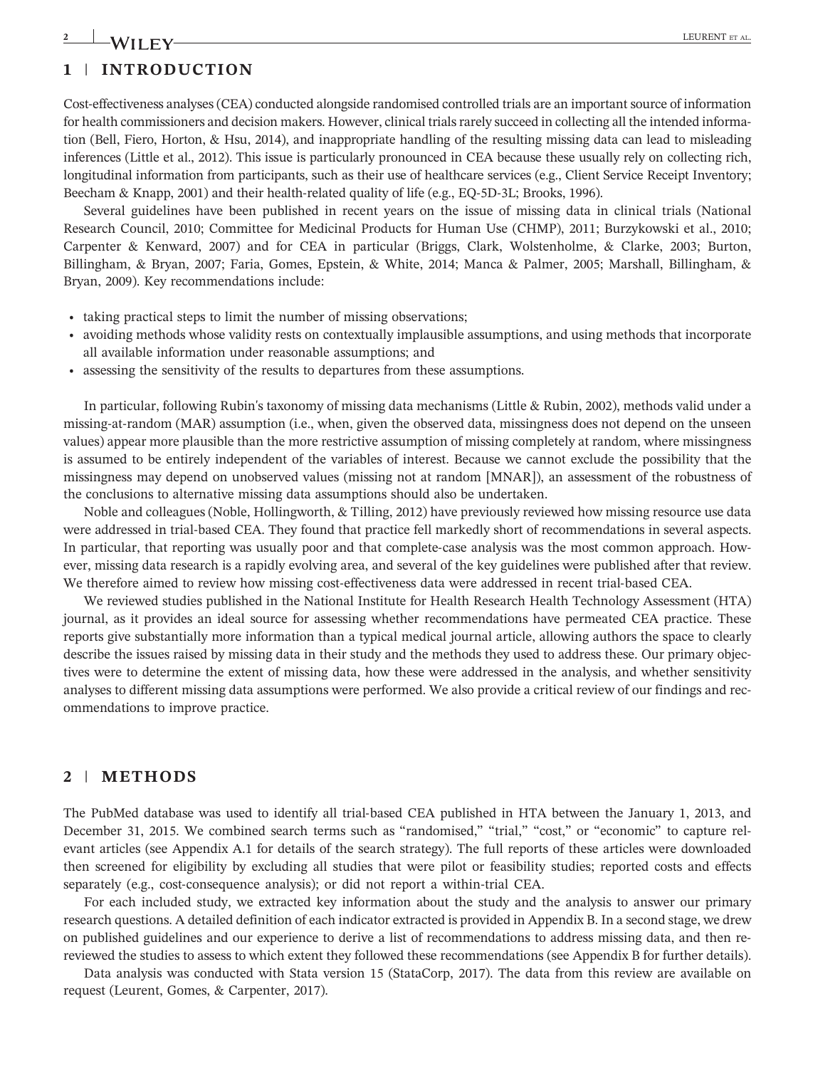## 1 | INTRODUCTION

Cost-effectiveness analyses (CEA) conducted alongside randomised controlled trials are an important source of information for health commissioners and decision makers. However, clinical trials rarely succeed in collecting all the intended information (Bell, Fiero, Horton, & Hsu, 2014), and inappropriate handling of the resulting missing data can lead to misleading inferences (Little et al., 2012). This issue is particularly pronounced in CEA because these usually rely on collecting rich, longitudinal information from participants, such as their use of healthcare services (e.g., Client Service Receipt Inventory; Beecham & Knapp, 2001) and their health-related quality of life (e.g., EQ-5D-3L; Brooks, 1996).

Several guidelines have been published in recent years on the issue of missing data in clinical trials (National Research Council, 2010; Committee for Medicinal Products for Human Use (CHMP), 2011; Burzykowski et al., 2010; Carpenter & Kenward, 2007) and for CEA in particular (Briggs, Clark, Wolstenholme, & Clarke, 2003; Burton, Billingham, & Bryan, 2007; Faria, Gomes, Epstein, & White, 2014; Manca & Palmer, 2005; Marshall, Billingham, & Bryan, 2009). Key recommendations include:

- taking practical steps to limit the number of missing observations;
- avoiding methods whose validity rests on contextually implausible assumptions, and using methods that incorporate all available information under reasonable assumptions; and
- assessing the sensitivity of the results to departures from these assumptions.

In particular, following Rubin's taxonomy of missing data mechanisms (Little & Rubin, 2002), methods valid under a missing-at-random (MAR) assumption (i.e., when, given the observed data, missingness does not depend on the unseen values) appear more plausible than the more restrictive assumption of missing completely at random, where missingness is assumed to be entirely independent of the variables of interest. Because we cannot exclude the possibility that the missingness may depend on unobserved values (missing not at random [MNAR]), an assessment of the robustness of the conclusions to alternative missing data assumptions should also be undertaken.

Noble and colleagues (Noble, Hollingworth, & Tilling, 2012) have previously reviewed how missing resource use data were addressed in trial-based CEA. They found that practice fell markedly short of recommendations in several aspects. In particular, that reporting was usually poor and that complete-case analysis was the most common approach. However, missing data research is a rapidly evolving area, and several of the key guidelines were published after that review. We therefore aimed to review how missing cost-effectiveness data were addressed in recent trial-based CEA.

We reviewed studies published in the National Institute for Health Research Health Technology Assessment (HTA) journal, as it provides an ideal source for assessing whether recommendations have permeated CEA practice. These reports give substantially more information than a typical medical journal article, allowing authors the space to clearly describe the issues raised by missing data in their study and the methods they used to address these. Our primary objectives were to determine the extent of missing data, how these were addressed in the analysis, and whether sensitivity analyses to different missing data assumptions were performed. We also provide a critical review of our findings and recommendations to improve practice.

## 2 | METHODS

The PubMed database was used to identify all trial-based CEA published in HTA between the January 1, 2013, and December 31, 2015. We combined search terms such as "randomised," "trial," "cost," or "economic" to capture relevant articles (see Appendix A.1 for details of the search strategy). The full reports of these articles were downloaded then screened for eligibility by excluding all studies that were pilot or feasibility studies; reported costs and effects separately (e.g., cost-consequence analysis); or did not report a within-trial CEA.

For each included study, we extracted key information about the study and the analysis to answer our primary research questions. A detailed definition of each indicator extracted is provided in Appendix B. In a second stage, we drew on published guidelines and our experience to derive a list of recommendations to address missing data, and then re-reviewed the studies to assess to which extent they followed these recommendations (see Appendix B for further details).

Data analysis was conducted with Stata version 15 (StataCorp, 2017). The data from this review are available on request (Leurent, Gomes, & Carpenter, 2017).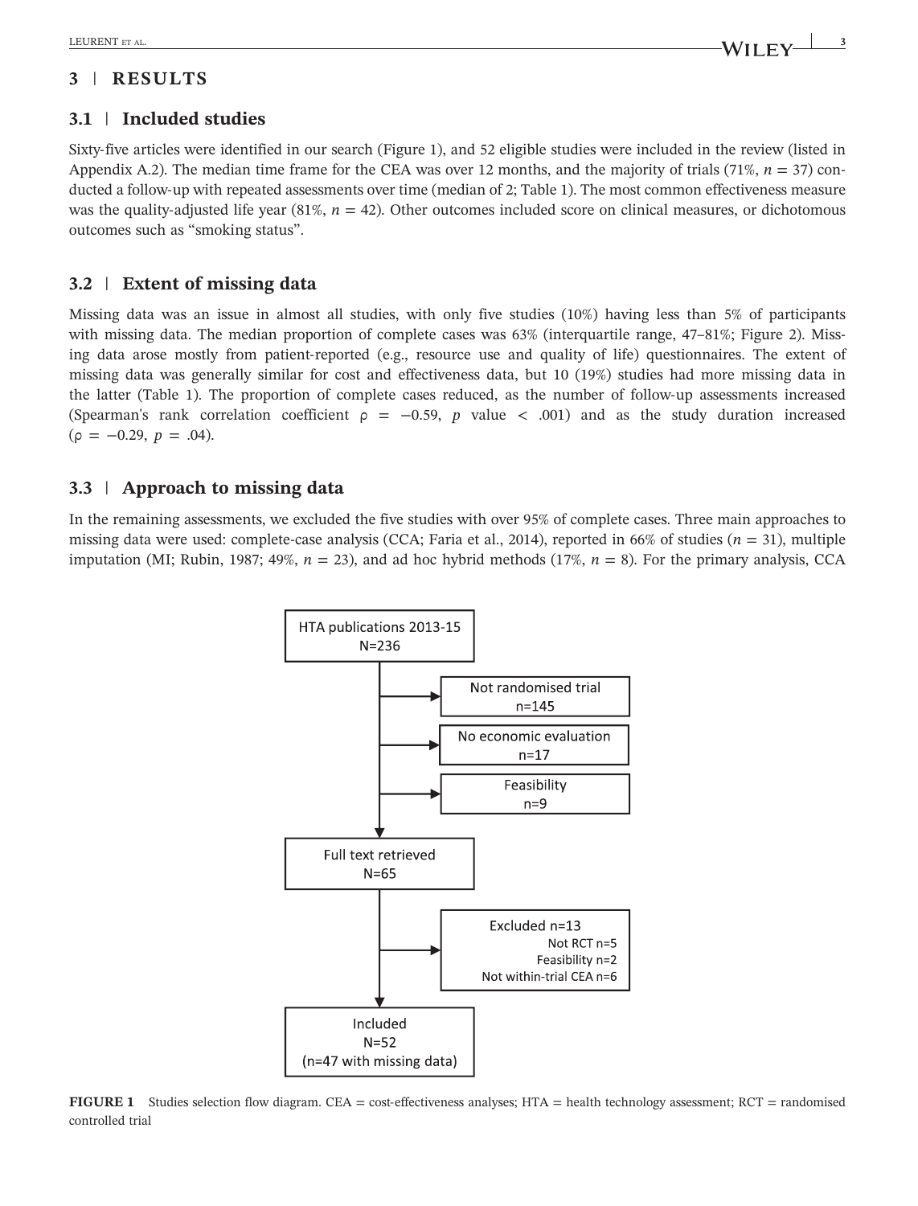## 3 | RESULTS

### 3.1 | Included studies

Sixty-five articles were identified in our search (Figure 1), and 52 eligible studies were included in the review (listed in Appendix A.2). The median time frame for the CEA was over 12 months, and the majority of trials (71%, $n = 37$) conducted a follow-up with repeated assessments over time (median of 2; Table 1). The most common effectiveness measure was the quality-adjusted life year (81%, $n = 42$). Other outcomes included score on clinical measures, or dichotomous outcomes such as "smoking status".

### 3.2 | Extent of missing data

Missing data was an issue in almost all studies, with only five studies (10%) having less than 5% of participants with missing data. The median proportion of complete cases was 63% (interquartile range, 47–81%; Figure 2). Missing data arose mostly from patient-reported (e.g., resource use and quality of life) questionnaires. The extent of missing data was generally similar for cost and effectiveness data, but 10 (19%) studies had more missing data in the latter (Table 1). The proportion of complete cases reduced, as the number of follow-up assessments increased (Spearman's rank correlation coefficient $\rho = -0.59$, $p$ value $< .001$) and as the study duration increased ($\rho = -0.29$, $p = .04$).

### 3.3 | Approach to missing data

In the remaining assessments, we excluded the five studies with over 95% of complete cases. Three main approaches to missing data were used: complete-case analysis (CCA; Faria et al., 2014), reported in 66% of studies ($n = 31$), multiple imputation (MI; Rubin, 1987; 49%, $n = 23$), and ad hoc hybrid methods (17%, $n = 8$). For the primary analysis, CCA

HTA publications 2013-15
N=236

Not randomised trial
n=145

No economic evaluation
n=17

Feasibility
n=9

Full text retrieved
N=65

Excluded n=13
Not RCT n=5
Feasibility n=2
Not within-trial CEA n=6

Included
N=52
(n=47 with missing data)

**FIGURE 1** Studies selection flow diagram. CEA = cost-effectiveness analyses; HTA = health technology assessment; RCT = randomised controlled trial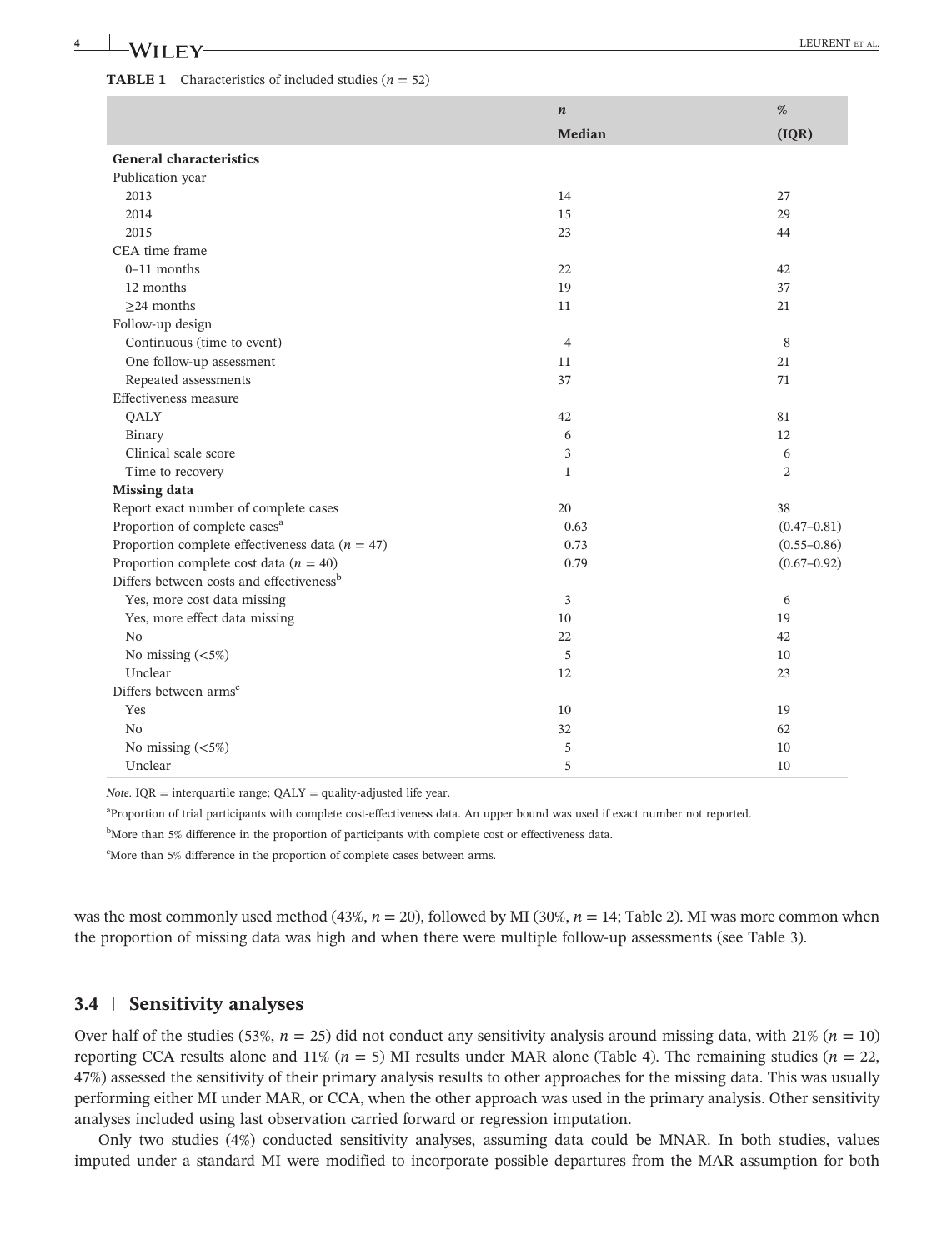**TABLE 1** Characteristics of included studies ($n$ = 52)

| | $n$<br>Median | %<br>(IQR) |
|---|---|---|
| **General characteristics** | | |
| Publication year | | |
| 2013 | 14 | 27 |
| 2014 | 15 | 29 |
| 2015 | 23 | 44 |
| CEA time frame | | |
| 0–11 months | 22 | 42 |
| 12 months | 19 | 37 |
| ≥24 months | 11 | 21 |
| Follow-up design | | |
| Continuous (time to event) | 4 | 8 |
| One follow-up assessment | 11 | 21 |
| Repeated assessments | 37 | 71 |
| Effectiveness measure | | |
| QALY | 42 | 81 |
| Binary | 6 | 12 |
| Clinical scale score | 3 | 6 |
| Time to recovery | 1 | 2 |
| **Missing data** | | |
| Report exact number of complete cases | 20 | 38 |
| Proportion of complete cases[a] | 0.63 | (0.47–0.81) |
| Proportion complete effectiveness data ($n$ = 47) | 0.73 | (0.55–0.86) |
| Proportion complete cost data ($n$ = 40) | 0.79 | (0.67–0.92) |
| Differs between costs and effectiveness[b] | | |
| Yes, more cost data missing | 3 | 6 |
| Yes, more effect data missing | 10 | 19 |
| No | 22 | 42 |
| No missing (<5%) | 5 | 10 |
| Unclear | 12 | 23 |
| Differs between arms[c] | | |
| Yes | 10 | 19 |
| No | 32 | 62 |
| No missing (<5%) | 5 | 10 |
| Unclear | 5 | 10 |

*Note.* IQR = interquartile range; QALY = quality-adjusted life year.

[a]Proportion of trial participants with complete cost-effectiveness data. An upper bound was used if exact number not reported.

[b]More than 5% difference in the proportion of participants with complete cost or effectiveness data.

[c]More than 5% difference in the proportion of complete cases between arms.

was the most commonly used method (43%, $n$ = 20), followed by MI (30%, $n$ = 14; Table 2). MI was more common when the proportion of missing data was high and when there were multiple follow-up assessments (see Table 3).

## 3.4 | Sensitivity analyses

Over half of the studies (53%, $n$ = 25) did not conduct any sensitivity analysis around missing data, with 21% ($n$ = 10) reporting CCA results alone and 11% ($n$ = 5) MI results under MAR alone (Table 4). The remaining studies ($n$ = 22, 47%) assessed the sensitivity of their primary analysis results to other approaches for the missing data. This was usually performing either MI under MAR, or CCA, when the other approach was used in the primary analysis. Other sensitivity analyses included using last observation carried forward or regression imputation.

Only two studies (4%) conducted sensitivity analyses, assuming data could be MNAR. In both studies, values imputed under a standard MI were modified to incorporate possible departures from the MAR assumption for both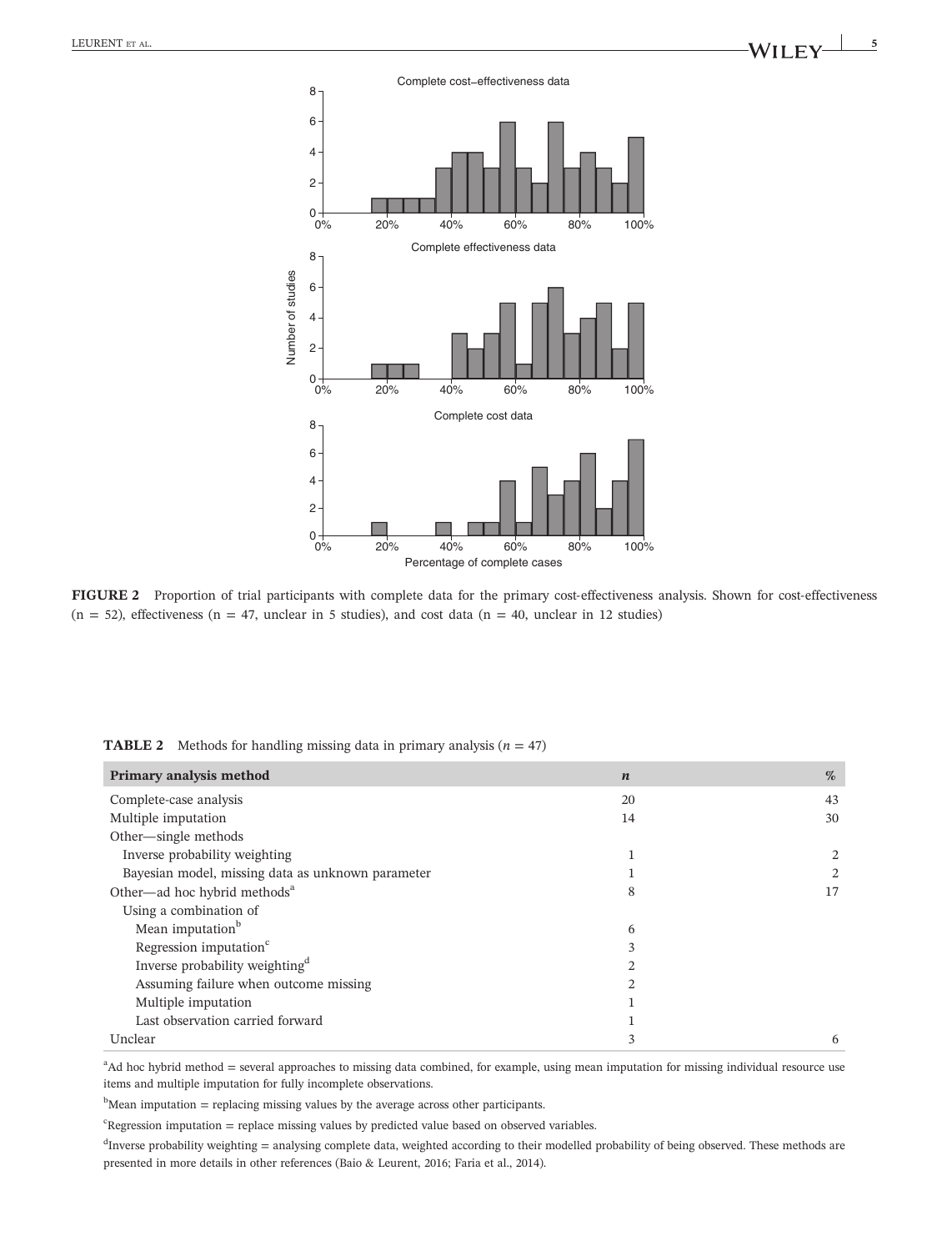FIGURE 2 Proportion of trial participants with complete data for the primary cost-effectiveness analysis. Shown for cost-effectiveness (n = 52), effectiveness (n = 47, unclear in 5 studies), and cost data (n = 40, unclear in 12 studies)

**TABLE 2** Methods for handling missing data in primary analysis ($n$ = 47)

| Primary analysis method | *n* | % |
|---|---|---|
| Complete-case analysis | 20 | 43 |
| Multiple imputation | 14 | 30 |
| Other—single methods | | |
| Inverse probability weighting | 1 | 2 |
| Bayesian model, missing data as unknown parameter | 1 | 2 |
| Other—ad hoc hybrid methods[a] | 8 | 17 |
| Using a combination of | | |
| Mean imputation[b] | 6 | |
| Regression imputation[c] | 3 | |
| Inverse probability weighting[d] | 2 | |
| Assuming failure when outcome missing | 2 | |
| Multiple imputation | 1 | |
| Last observation carried forward | 1 | |
| Unclear | 3 | 6 |

[a]Ad hoc hybrid method = several approaches to missing data combined, for example, using mean imputation for missing individual resource use items and multiple imputation for fully incomplete observations.

[b]Mean imputation = replacing missing values by the average across other participants.

[c]Regression imputation = replace missing values by predicted value based on observed variables.

[d]Inverse probability weighting = analysing complete data, weighted according to their modelled probability of being observed. These methods are presented in more details in other references (Baio & Leurent, 2016; Faria et al., 2014).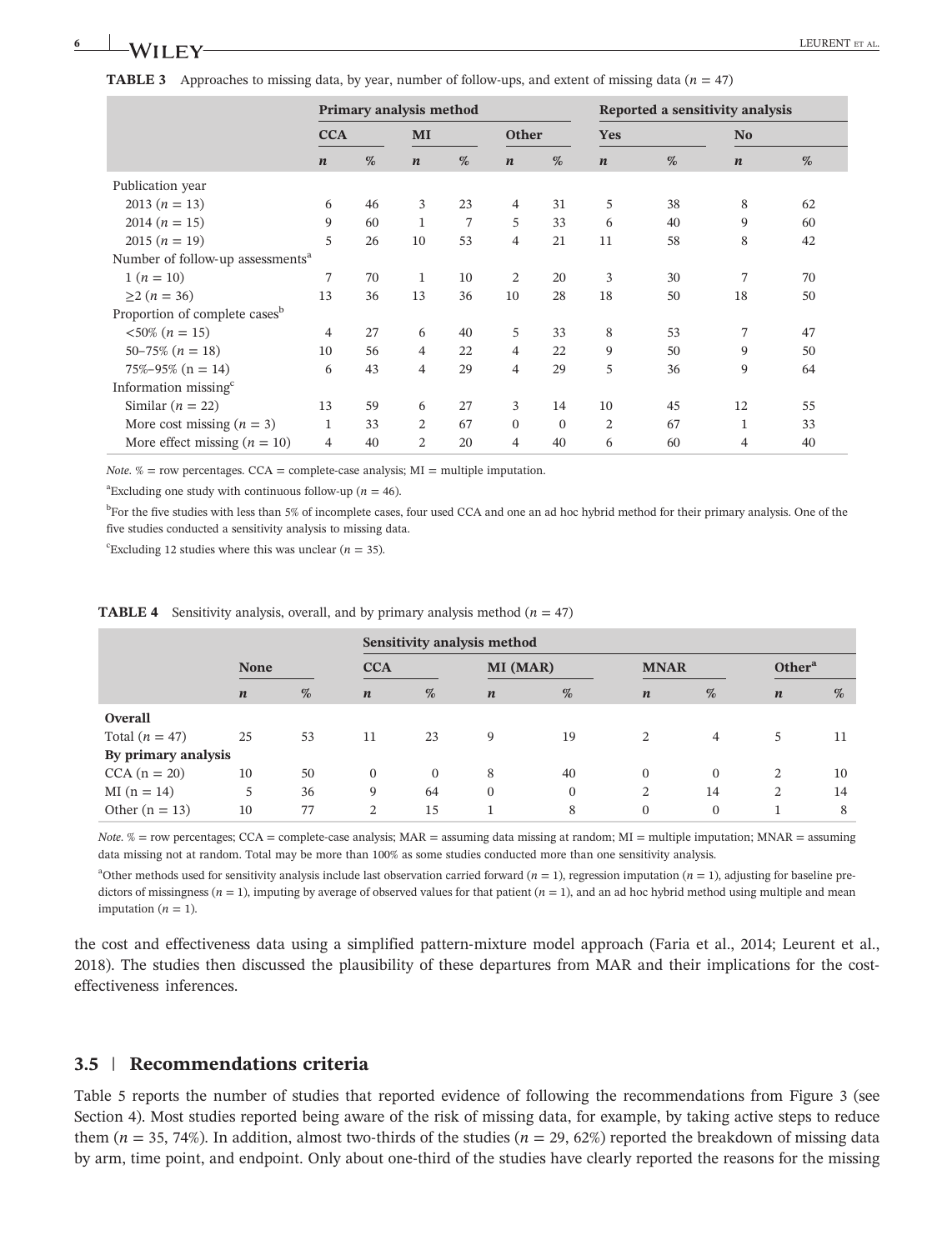**TABLE 3** Approaches to missing data, by year, number of follow-ups, and extent of missing data ($n = 47$)

| | Primary analysis method | | | | | | Reported a sensitivity analysis | | | |
|---|---|---|---|---|---|---|---|---|---|---|
| | CCA | | MI | | Other | | Yes | | No | |
| | *n* | % | *n* | % | *n* | % | *n* | % | *n* | % |
| Publication year | | | | | | | | | | |
| 2013 ($n = 13$) | 6 | 46 | 3 | 23 | 4 | 31 | 5 | 38 | 8 | 62 |
| 2014 ($n = 15$) | 9 | 60 | 1 | 7 | 5 | 33 | 6 | 40 | 9 | 60 |
| 2015 ($n = 19$) | 5 | 26 | 10 | 53 | 4 | 21 | 11 | 58 | 8 | 42 |
| Number of follow-up assessments[a] | | | | | | | | | | |
| 1 ($n = 10$) | 7 | 70 | 1 | 10 | 2 | 20 | 3 | 30 | 7 | 70 |
| ≥2 ($n = 36$) | 13 | 36 | 13 | 36 | 10 | 28 | 18 | 50 | 18 | 50 |
| Proportion of complete cases[b] | | | | | | | | | | |
| <50% ($n = 15$) | 4 | 27 | 6 | 40 | 5 | 33 | 8 | 53 | 7 | 47 |
| 50–75% ($n = 18$) | 10 | 56 | 4 | 22 | 4 | 22 | 9 | 50 | 9 | 50 |
| 75%–95% (n = 14) | 6 | 43 | 4 | 29 | 4 | 29 | 5 | 36 | 9 | 64 |
| Information missing[c] | | | | | | | | | | |
| Similar ($n = 22$) | 13 | 59 | 6 | 27 | 3 | 14 | 10 | 45 | 12 | 55 |
| More cost missing ($n = 3$) | 1 | 33 | 2 | 67 | 0 | 0 | 2 | 67 | 1 | 33 |
| More effect missing ($n = 10$) | 4 | 40 | 2 | 20 | 4 | 40 | 6 | 60 | 4 | 40 |

*Note.* % = row percentages. CCA = complete-case analysis; MI = multiple imputation.

[a]Excluding one study with continuous follow-up ($n = 46$).

[b]For the five studies with less than 5% of incomplete cases, four used CCA and one an ad hoc hybrid method for their primary analysis. One of the five studies conducted a sensitivity analysis to missing data.

[c]Excluding 12 studies where this was unclear ($n = 35$).

**TABLE 4** Sensitivity analysis, overall, and by primary analysis method ($n = 47$)

| | None | | Sensitivity analysis method | | | | | | | |
|---|---|---|---|---|---|---|---|---|---|---|
| | | | CCA | | MI (MAR) | | MNAR | | Other[a] | |
| | *n* | % | *n* | % | *n* | % | *n* | % | *n* | % |
| **Overall** | | | | | | | | | | |
| Total ($n = 47$) | 25 | 53 | 11 | 23 | 9 | 19 | 2 | 4 | 5 | 11 |
| **By primary analysis** | | | | | | | | | | |
| CCA (n = 20) | 10 | 50 | 0 | 0 | 8 | 40 | 0 | 0 | 2 | 10 |
| MI (n = 14) | 5 | 36 | 9 | 64 | 0 | 0 | 2 | 14 | 2 | 14 |
| Other (n = 13) | 10 | 77 | 2 | 15 | 1 | 8 | 0 | 0 | 1 | 8 |

*Note.* % = row percentages; CCA = complete-case analysis; MAR = assuming data missing at random; MI = multiple imputation; MNAR = assuming data missing not at random. Total may be more than 100% as some studies conducted more than one sensitivity analysis.

[a]Other methods used for sensitivity analysis include last observation carried forward ($n = 1$), regression imputation ($n = 1$), adjusting for baseline predictors of missingness ($n = 1$), imputing by average of observed values for that patient ($n = 1$), and an ad hoc hybrid method using multiple and mean imputation ($n = 1$).

the cost and effectiveness data using a simplified pattern-mixture model approach (Faria et al., 2014; Leurent et al., 2018). The studies then discussed the plausibility of these departures from MAR and their implications for the cost-effectiveness inferences.

### 3.5 | Recommendations criteria

Table 5 reports the number of studies that reported evidence of following the recommendations from Figure 3 (see Section 4). Most studies reported being aware of the risk of missing data, for example, by taking active steps to reduce them ($n = 35$, 74%). In addition, almost two-thirds of the studies ($n = 29$, 62%) reported the breakdown of missing data by arm, time point, and endpoint. Only about one-third of the studies have clearly reported the reasons for the missing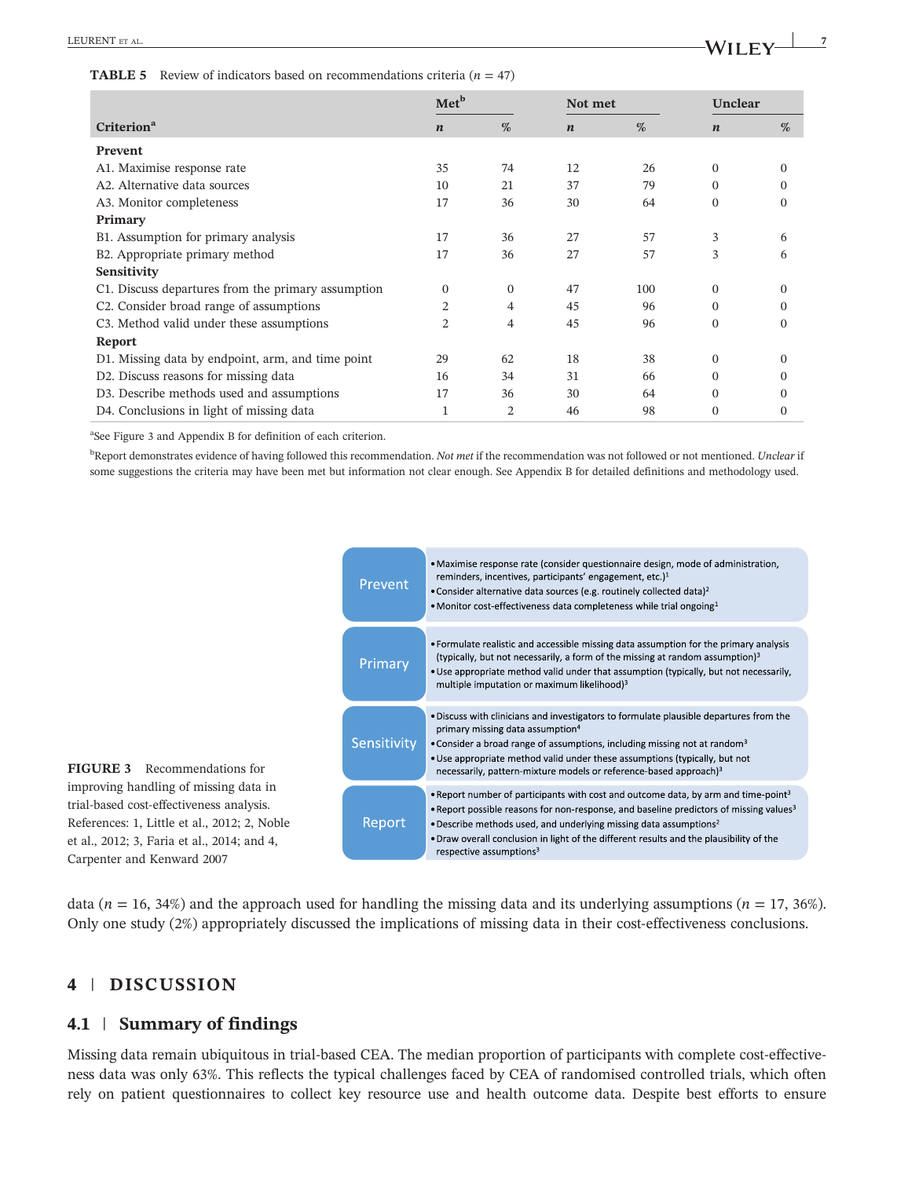**TABLE 5** Review of indicators based on recommendations criteria ($n$ = 47)

| Criterion[a] | Met[b] | | Not met | | Unclear | |
|---|---|---|---|---|---|---|
| | *n* | % | *n* | % | *n* | % |
| **Prevent** | | | | | | |
| A1. Maximise response rate | 35 | 74 | 12 | 26 | 0 | 0 |
| A2. Alternative data sources | 10 | 21 | 37 | 79 | 0 | 0 |
| A3. Monitor completeness | 17 | 36 | 30 | 64 | 0 | 0 |
| **Primary** | | | | | | |
| B1. Assumption for primary analysis | 17 | 36 | 27 | 57 | 3 | 6 |
| B2. Appropriate primary method | 17 | 36 | 27 | 57 | 3 | 6 |
| **Sensitivity** | | | | | | |
| C1. Discuss departures from the primary assumption | 0 | 0 | 47 | 100 | 0 | 0 |
| C2. Consider broad range of assumptions | 2 | 4 | 45 | 96 | 0 | 0 |
| C3. Method valid under these assumptions | 2 | 4 | 45 | 96 | 0 | 0 |
| **Report** | | | | | | |
| D1. Missing data by endpoint, arm, and time point | 29 | 62 | 18 | 38 | 0 | 0 |
| D2. Discuss reasons for missing data | 16 | 34 | 31 | 66 | 0 | 0 |
| D3. Describe methods used and assumptions | 17 | 36 | 30 | 64 | 0 | 0 |
| D4. Conclusions in light of missing data | 1 | 2 | 46 | 98 | 0 | 0 |

[a]See Figure 3 and Appendix B for definition of each criterion.

[b]Report demonstrates evidence of having followed this recommendation. *Not met* if the recommendation was not followed or not mentioned. *Unclear* if some suggestions the criteria may have been met but information not clear enough. See Appendix B for detailed definitions and methodology used.

| | |
|---|---|
| **Prevent** | • Maximise response rate (consider questionnaire design, mode of administration, reminders, incentives, participants' engagement, etc.)[1]<br>• Consider alternative data sources (e.g. routinely collected data)[2]<br>• Monitor cost-effectiveness data completeness while trial ongoing[1] |
| **Primary** | • Formulate realistic and accessible missing data assumption for the primary analysis (typically, but not necessarily, a form of the missing at random assumption)[3]<br>• Use appropriate method valid under that assumption (typically, but not necessarily, multiple imputation or maximum likelihood)[3] |
| **Sensitivity** | • Discuss with clinicians and investigators to formulate plausible departures from the primary missing data assumption[4]<br>• Consider a broad range of assumptions, including missing not at random[3]<br>• Use appropriate method valid under these assumptions (typically, but not necessarily, pattern-mixture models or reference-based approach)[3] |
| **Report** | • Report number of participants with cost and outcome data, by arm and time-point[3]<br>• Report possible reasons for non-response, and baseline predictors of missing values[3]<br>• Describe methods used, and underlying missing data assumptions[2]<br>• Draw overall conclusion in light of the different results and the plausibility of the respective assumptions[3] |

**FIGURE 3** Recommendations for improving handling of missing data in trial-based cost-effectiveness analysis. References: 1, Little et al., 2012; 2, Noble et al., 2012; 3, Faria et al., 2014; and 4, Carpenter and Kenward 2007

data ($n$ = 16, 34%) and the approach used for handling the missing data and its underlying assumptions ($n$ = 17, 36%). Only one study (2%) appropriately discussed the implications of missing data in their cost-effectiveness conclusions.

## 4 | DISCUSSION

### 4.1 | Summary of findings

Missing data remain ubiquitous in trial-based CEA. The median proportion of participants with complete cost-effectiveness data was only 63%. This reflects the typical challenges faced by CEA of randomised controlled trials, which often rely on patient questionnaires to collect key resource use and health outcome data. Despite best efforts to ensure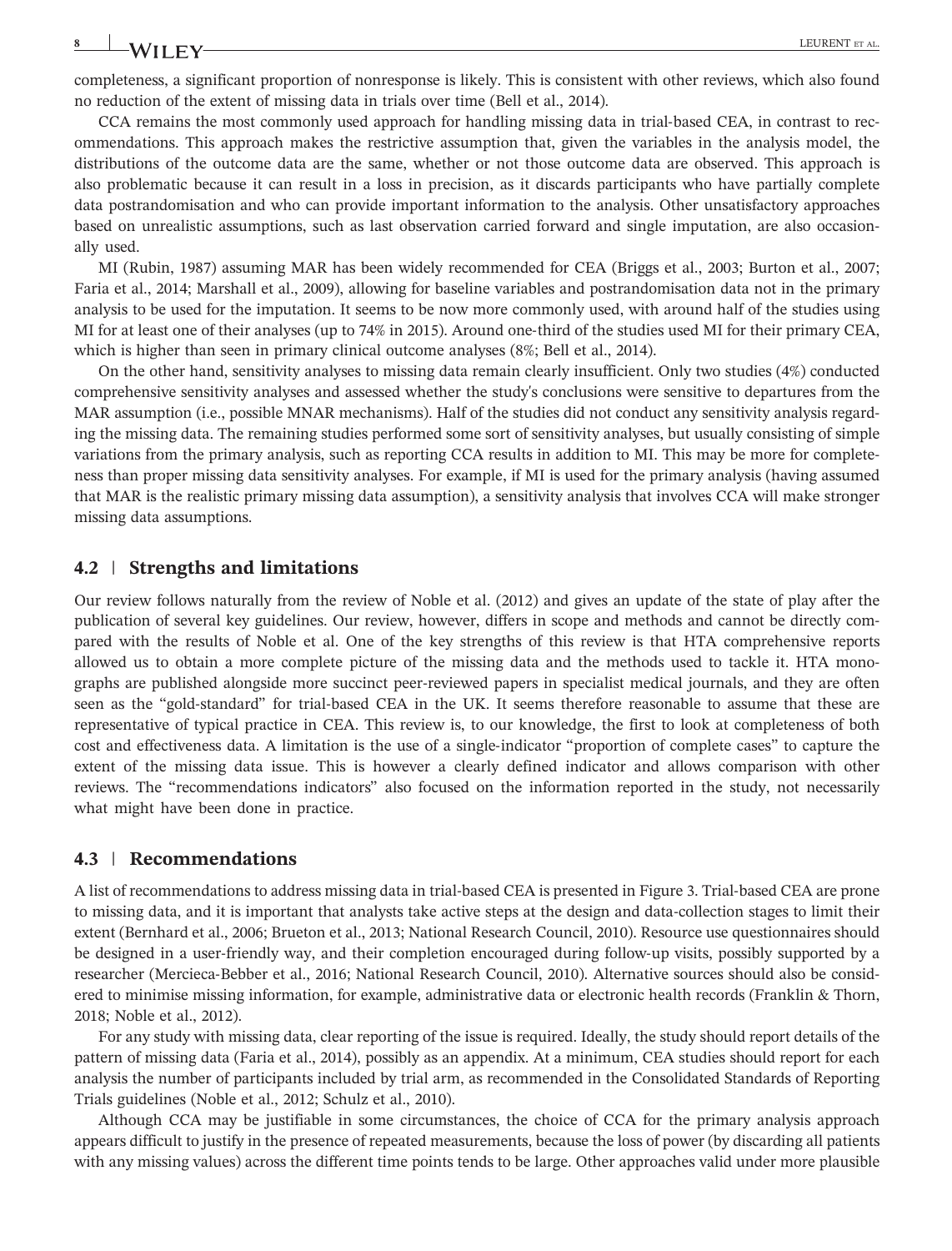completeness, a significant proportion of nonresponse is likely. This is consistent with other reviews, which also found no reduction of the extent of missing data in trials over time (Bell et al., 2014).

CCA remains the most commonly used approach for handling missing data in trial-based CEA, in contrast to recommendations. This approach makes the restrictive assumption that, given the variables in the analysis model, the distributions of the outcome data are the same, whether or not those outcome data are observed. This approach is also problematic because it can result in a loss in precision, as it discards participants who have partially complete data postrandomisation and who can provide important information to the analysis. Other unsatisfactory approaches based on unrealistic assumptions, such as last observation carried forward and single imputation, are also occasionally used.

MI (Rubin, 1987) assuming MAR has been widely recommended for CEA (Briggs et al., 2003; Burton et al., 2007; Faria et al., 2014; Marshall et al., 2009), allowing for baseline variables and postrandomisation data not in the primary analysis to be used for the imputation. It seems to be now more commonly used, with around half of the studies using MI for at least one of their analyses (up to 74% in 2015). Around one-third of the studies used MI for their primary CEA, which is higher than seen in primary clinical outcome analyses (8%; Bell et al., 2014).

On the other hand, sensitivity analyses to missing data remain clearly insufficient. Only two studies (4%) conducted comprehensive sensitivity analyses and assessed whether the study's conclusions were sensitive to departures from the MAR assumption (i.e., possible MNAR mechanisms). Half of the studies did not conduct any sensitivity analysis regarding the missing data. The remaining studies performed some sort of sensitivity analyses, but usually consisting of simple variations from the primary analysis, such as reporting CCA results in addition to MI. This may be more for completeness than proper missing data sensitivity analyses. For example, if MI is used for the primary analysis (having assumed that MAR is the realistic primary missing data assumption), a sensitivity analysis that involves CCA will make stronger missing data assumptions.

### 4.2 | Strengths and limitations

Our review follows naturally from the review of Noble et al. (2012) and gives an update of the state of play after the publication of several key guidelines. Our review, however, differs in scope and methods and cannot be directly compared with the results of Noble et al. One of the key strengths of this review is that HTA comprehensive reports allowed us to obtain a more complete picture of the missing data and the methods used to tackle it. HTA monographs are published alongside more succinct peer-reviewed papers in specialist medical journals, and they are often seen as the "gold-standard" for trial-based CEA in the UK. It seems therefore reasonable to assume that these are representative of typical practice in CEA. This review is, to our knowledge, the first to look at completeness of both cost and effectiveness data. A limitation is the use of a single-indicator "proportion of complete cases" to capture the extent of the missing data issue. This is however a clearly defined indicator and allows comparison with other reviews. The "recommendations indicators" also focused on the information reported in the study, not necessarily what might have been done in practice.

### 4.3 | Recommendations

A list of recommendations to address missing data in trial-based CEA is presented in Figure 3. Trial-based CEA are prone to missing data, and it is important that analysts take active steps at the design and data-collection stages to limit their extent (Bernhard et al., 2006; Brueton et al., 2013; National Research Council, 2010). Resource use questionnaires should be designed in a user-friendly way, and their completion encouraged during follow-up visits, possibly supported by a researcher (Mercieca-Bebber et al., 2016; National Research Council, 2010). Alternative sources should also be considered to minimise missing information, for example, administrative data or electronic health records (Franklin & Thorn, 2018; Noble et al., 2012).

For any study with missing data, clear reporting of the issue is required. Ideally, the study should report details of the pattern of missing data (Faria et al., 2014), possibly as an appendix. At a minimum, CEA studies should report for each analysis the number of participants included by trial arm, as recommended in the Consolidated Standards of Reporting Trials guidelines (Noble et al., 2012; Schulz et al., 2010).

Although CCA may be justifiable in some circumstances, the choice of CCA for the primary analysis approach appears difficult to justify in the presence of repeated measurements, because the loss of power (by discarding all patients with any missing values) across the different time points tends to be large. Other approaches valid under more plausible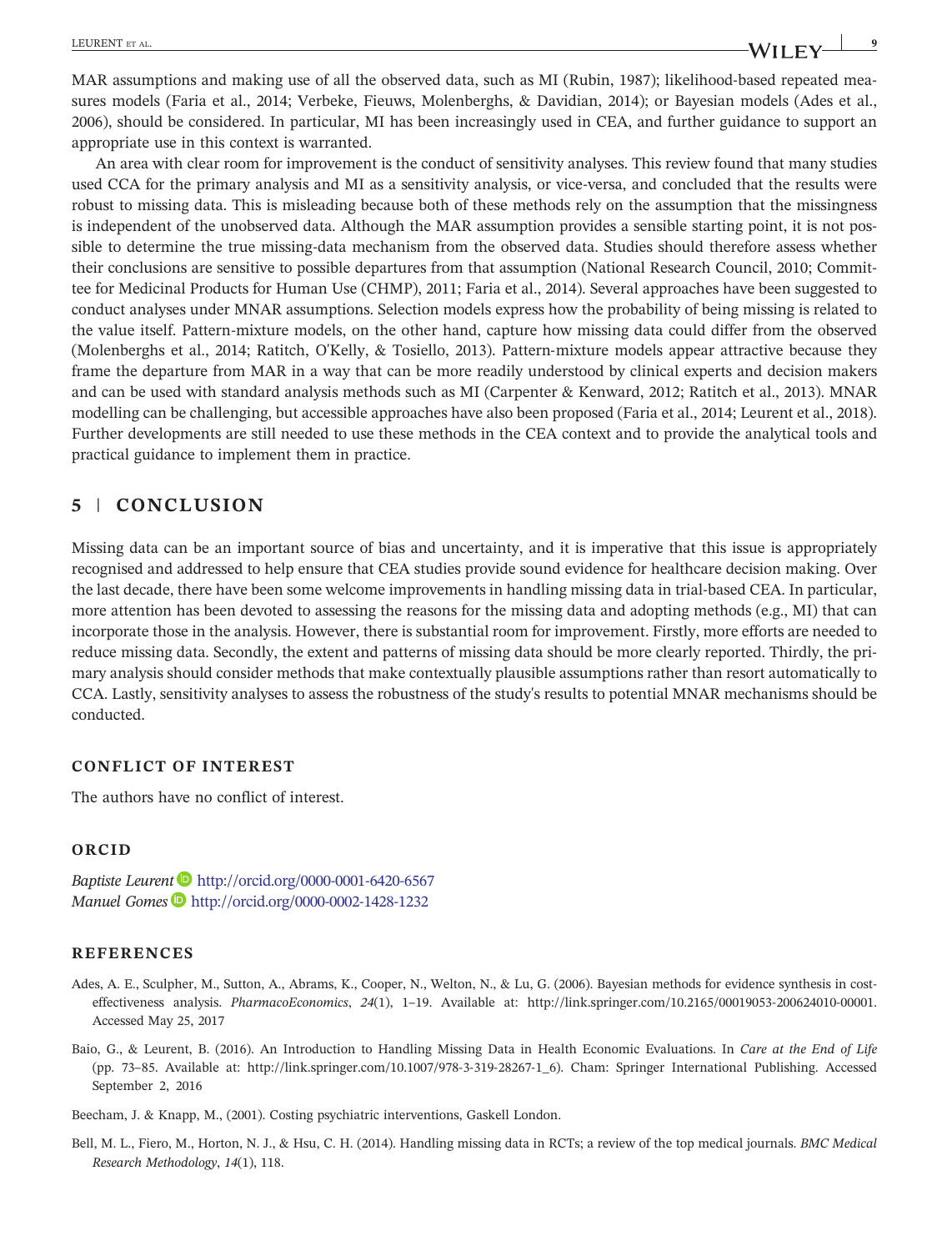MAR assumptions and making use of all the observed data, such as MI (Rubin, 1987); likelihood-based repeated measures models (Faria et al., 2014; Verbeke, Fieuws, Molenberghs, & Davidian, 2014); or Bayesian models (Ades et al., 2006), should be considered. In particular, MI has been increasingly used in CEA, and further guidance to support an appropriate use in this context is warranted.

An area with clear room for improvement is the conduct of sensitivity analyses. This review found that many studies used CCA for the primary analysis and MI as a sensitivity analysis, or vice-versa, and concluded that the results were robust to missing data. This is misleading because both of these methods rely on the assumption that the missingness is independent of the unobserved data. Although the MAR assumption provides a sensible starting point, it is not possible to determine the true missing-data mechanism from the observed data. Studies should therefore assess whether their conclusions are sensitive to possible departures from that assumption (National Research Council, 2010; Committee for Medicinal Products for Human Use (CHMP), 2011; Faria et al., 2014). Several approaches have been suggested to conduct analyses under MNAR assumptions. Selection models express how the probability of being missing is related to the value itself. Pattern-mixture models, on the other hand, capture how missing data could differ from the observed (Molenberghs et al., 2014; Ratitch, O'Kelly, & Tosiello, 2013). Pattern-mixture models appear attractive because they frame the departure from MAR in a way that can be more readily understood by clinical experts and decision makers and can be used with standard analysis methods such as MI (Carpenter & Kenward, 2012; Ratitch et al., 2013). MNAR modelling can be challenging, but accessible approaches have also been proposed (Faria et al., 2014; Leurent et al., 2018). Further developments are still needed to use these methods in the CEA context and to provide the analytical tools and practical guidance to implement them in practice.

## 5 | CONCLUSION

Missing data can be an important source of bias and uncertainty, and it is imperative that this issue is appropriately recognised and addressed to help ensure that CEA studies provide sound evidence for healthcare decision making. Over the last decade, there have been some welcome improvements in handling missing data in trial-based CEA. In particular, more attention has been devoted to assessing the reasons for the missing data and adopting methods (e.g., MI) that can incorporate those in the analysis. However, there is substantial room for improvement. Firstly, more efforts are needed to reduce missing data. Secondly, the extent and patterns of missing data should be more clearly reported. Thirdly, the primary analysis should consider methods that make contextually plausible assumptions rather than resort automatically to CCA. Lastly, sensitivity analyses to assess the robustness of the study's results to potential MNAR mechanisms should be conducted.

### CONFLICT OF INTEREST

The authors have no conflict of interest.

### ORCID

*Baptiste Leurent* http://orcid.org/0000-0001-6420-6567
*Manuel Gomes* http://orcid.org/0000-0002-1428-1232

### REFERENCES

Ades, A. E., Sculpher, M., Sutton, A., Abrams, K., Cooper, N., Welton, N., & Lu, G. (2006). Bayesian methods for evidence synthesis in cost-effectiveness analysis. *PharmacoEconomics*, *24*(1), 1–19. Available at: http://link.springer.com/10.2165/00019053-200624010-00001. Accessed May 25, 2017

Baio, G., & Leurent, B. (2016). An Introduction to Handling Missing Data in Health Economic Evaluations. In *Care at the End of Life* (pp. 73–85. Available at: http://link.springer.com/10.1007/978-3-319-28267-1_6). Cham: Springer International Publishing. Accessed September 2, 2016

Beecham, J. & Knapp, M., (2001). Costing psychiatric interventions, Gaskell London.

Bell, M. L., Fiero, M., Horton, N. J., & Hsu, C. H. (2014). Handling missing data in RCTs; a review of the top medical journals. *BMC Medical Research Methodology*, *14*(1), 118.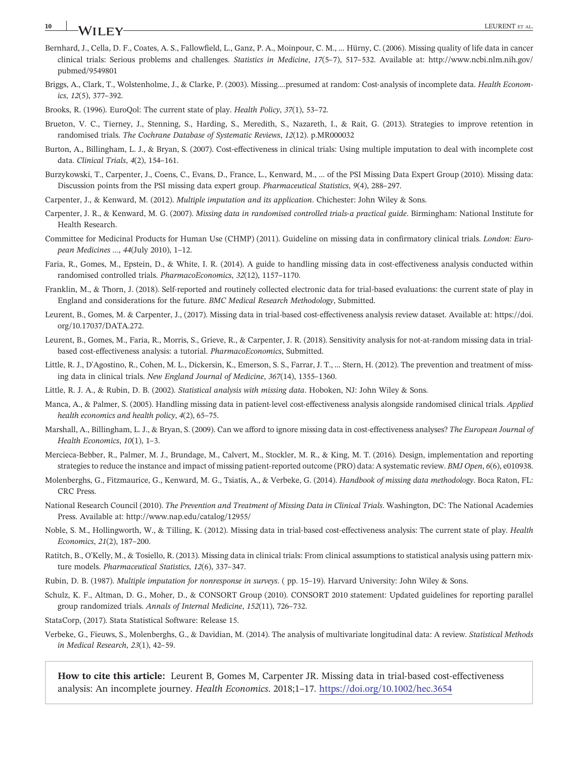Bernhard, J., Cella, D. F., Coates, A. S., Fallowfield, L., Ganz, P. A., Moinpour, C. M., ... Hürny, C. (2006). Missing quality of life data in cancer clinical trials: Serious problems and challenges. *Statistics in Medicine*, *17*(5–7), 517–532. Available at: http://www.ncbi.nlm.nih.gov/pubmed/9549801

Briggs, A., Clark, T., Wolstenholme, J., & Clarke, P. (2003). Missing....presumed at random: Cost-analysis of incomplete data. *Health Economics*, *12*(5), 377–392.

Brooks, R. (1996). EuroQol: The current state of play. *Health Policy*, *37*(1), 53–72.

Brueton, V. C., Tierney, J., Stenning, S., Harding, S., Meredith, S., Nazareth, I., & Rait, G. (2013). Strategies to improve retention in randomised trials. *The Cochrane Database of Systematic Reviews*, *12*(12). p.MR000032

Burton, A., Billingham, L. J., & Bryan, S. (2007). Cost-effectiveness in clinical trials: Using multiple imputation to deal with incomplete cost data. *Clinical Trials*, *4*(2), 154–161.

Burzykowski, T., Carpenter, J., Coens, C., Evans, D., France, L., Kenward, M., ... of the PSI Missing Data Expert Group (2010). Missing data: Discussion points from the PSI missing data expert group. *Pharmaceutical Statistics*, *9*(4), 288–297.

Carpenter, J., & Kenward, M. (2012). *Multiple imputation and its application*. Chichester: John Wiley & Sons.

Carpenter, J. R., & Kenward, M. G. (2007). *Missing data in randomised controlled trials-a practical guide*. Birmingham: National Institute for Health Research.

Committee for Medicinal Products for Human Use (CHMP) (2011). Guideline on missing data in confirmatory clinical trials. *London: European Medicines ...*, *44*(July 2010), 1–12.

Faria, R., Gomes, M., Epstein, D., & White, I. R. (2014). A guide to handling missing data in cost-effectiveness analysis conducted within randomised controlled trials. *PharmacoEconomics*, *32*(12), 1157–1170.

Franklin, M., & Thorn, J. (2018). Self-reported and routinely collected electronic data for trial-based evaluations: the current state of play in England and considerations for the future. *BMC Medical Research Methodology*, Submitted.

Leurent, B., Gomes, M. & Carpenter, J., (2017). Missing data in trial-based cost-effectiveness analysis review dataset. Available at: https://doi.org/10.17037/DATA.272.

Leurent, B., Gomes, M., Faria, R., Morris, S., Grieve, R., & Carpenter, J. R. (2018). Sensitivity analysis for not-at-random missing data in trial-based cost-effectiveness analysis: a tutorial. *PharmacoEconomics*, Submitted.

Little, R. J., D'Agostino, R., Cohen, M. L., Dickersin, K., Emerson, S. S., Farrar, J. T., ... Stern, H. (2012). The prevention and treatment of missing data in clinical trials. *New England Journal of Medicine*, *367*(14), 1355–1360.

Little, R. J. A., & Rubin, D. B. (2002). *Statistical analysis with missing data*. Hoboken, NJ: John Wiley & Sons.

Manca, A., & Palmer, S. (2005). Handling missing data in patient-level cost-effectiveness analysis alongside randomised clinical trials. *Applied health economics and health policy*, *4*(2), 65–75.

Marshall, A., Billingham, L. J., & Bryan, S. (2009). Can we afford to ignore missing data in cost-effectiveness analyses? *The European Journal of Health Economics*, *10*(1), 1–3.

Mercieca-Bebber, R., Palmer, M. J., Brundage, M., Calvert, M., Stockler, M. R., & King, M. T. (2016). Design, implementation and reporting strategies to reduce the instance and impact of missing patient-reported outcome (PRO) data: A systematic review. *BMJ Open*, *6*(6), e010938.

Molenberghs, G., Fitzmaurice, G., Kenward, M. G., Tsiatis, A., & Verbeke, G. (2014). *Handbook of missing data methodology*. Boca Raton, FL: CRC Press.

National Research Council (2010). *The Prevention and Treatment of Missing Data in Clinical Trials*. Washington, DC: The National Academies Press. Available at: http://www.nap.edu/catalog/12955/

Noble, S. M., Hollingworth, W., & Tilling, K. (2012). Missing data in trial-based cost-effectiveness analysis: The current state of play. *Health Economics*, *21*(2), 187–200.

Ratitch, B., O'Kelly, M., & Tosiello, R. (2013). Missing data in clinical trials: From clinical assumptions to statistical analysis using pattern mixture models. *Pharmaceutical Statistics*, *12*(6), 337–347.

Rubin, D. B. (1987). *Multiple imputation for nonresponse in surveys*. ( pp. 15–19). Harvard University: John Wiley & Sons.

Schulz, K. F., Altman, D. G., Moher, D., & CONSORT Group (2010). CONSORT 2010 statement: Updated guidelines for reporting parallel group randomized trials. *Annals of Internal Medicine*, *152*(11), 726–732.

StataCorp, (2017). Stata Statistical Software: Release 15.

Verbeke, G., Fieuws, S., Molenberghs, G., & Davidian, M. (2014). The analysis of multivariate longitudinal data: A review. *Statistical Methods in Medical Research*, *23*(1), 42–59.

**How to cite this article:** Leurent B, Gomes M, Carpenter JR. Missing data in trial-based cost-effectiveness analysis: An incomplete journey. *Health Economics*. 2018;1–17. https://doi.org/10.1002/hec.3654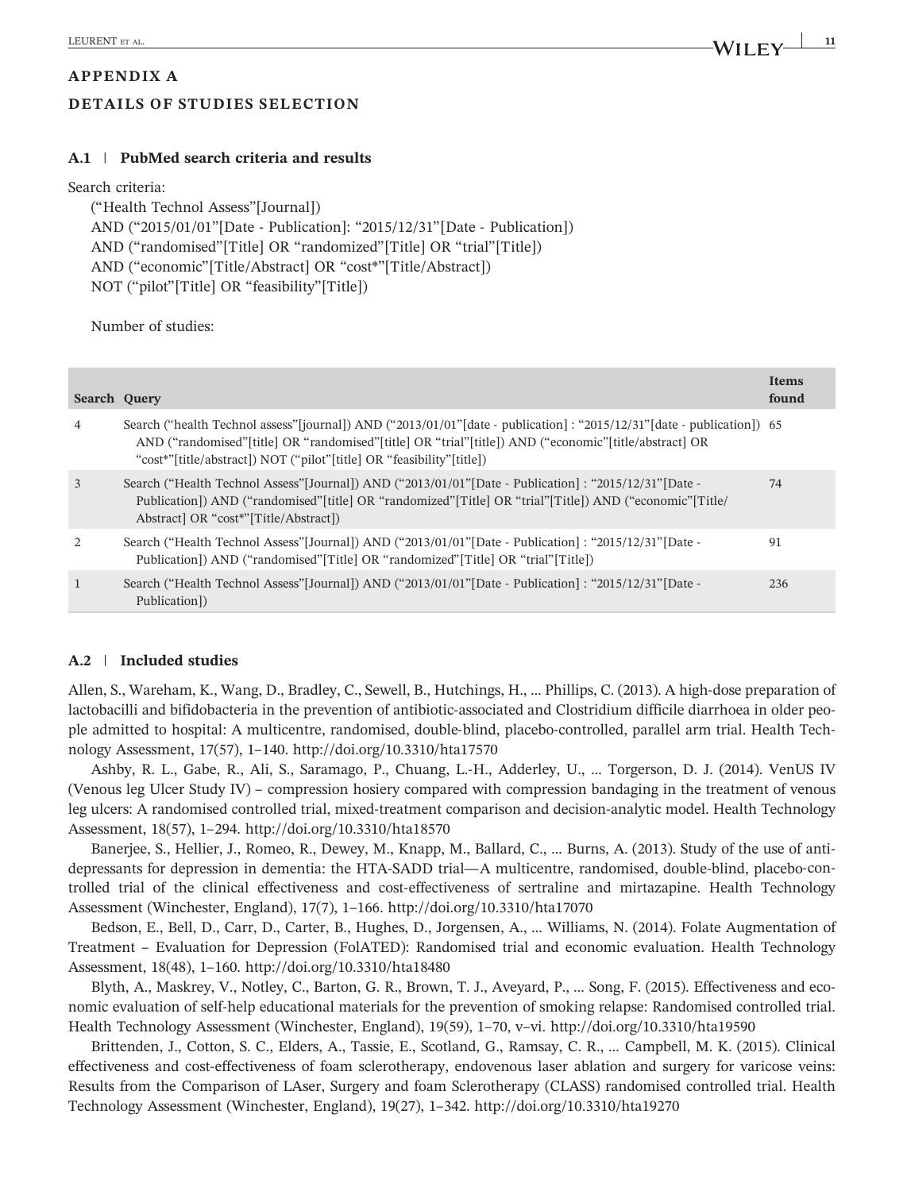## APPENDIX A

### DETAILS OF STUDIES SELECTION

### A.1 | PubMed search criteria and results

Search criteria:

("Health Technol Assess"[Journal])
AND ("2015/01/01"[Date - Publication]: "2015/12/31"[Date - Publication])
AND ("randomised"[Title] OR "randomized"[Title] OR "trial"[Title])
AND ("economic"[Title/Abstract] OR "cost*"[Title/Abstract])
NOT ("pilot"[Title] OR "feasibility"[Title])

Number of studies:

| Search | Query | Items found |
|---|---|---|
| 4 | Search ("health Technol assess"[journal]) AND ("2013/01/01"[date - publication] : "2015/12/31"[date - publication]) AND ("randomised"[title] OR "randomised"[title] OR "trial"[title]) AND ("economic"[title/abstract] OR "cost*"[title/abstract]) NOT ("pilot"[title] OR "feasibility"[title]) | 65 |
| 3 | Search ("Health Technol Assess"[Journal]) AND ("2013/01/01"[Date - Publication] : "2015/12/31"[Date - Publication]) AND ("randomised"[title] OR "randomized"[Title] OR "trial"[Title]) AND ("economic"[Title/Abstract] OR "cost*"[Title/Abstract]) | 74 |
| 2 | Search ("Health Technol Assess"[Journal]) AND ("2013/01/01"[Date - Publication] : "2015/12/31"[Date - Publication]) AND ("randomised"[Title] OR "randomized"[Title] OR "trial"[Title]) | 91 |
| 1 | Search ("Health Technol Assess"[Journal]) AND ("2013/01/01"[Date - Publication] : "2015/12/31"[Date - Publication]) | 236 |

### A.2 | Included studies

Allen, S., Wareham, K., Wang, D., Bradley, C., Sewell, B., Hutchings, H., ... Phillips, C. (2013). A high-dose preparation of lactobacilli and bifidobacteria in the prevention of antibiotic-associated and Clostridium difficile diarrhoea in older people admitted to hospital: A multicentre, randomised, double-blind, placebo-controlled, parallel arm trial. Health Technology Assessment, 17(57), 1–140. http://doi.org/10.3310/hta17570

Ashby, R. L., Gabe, R., Ali, S., Saramago, P., Chuang, L.-H., Adderley, U., ... Torgerson, D. J. (2014). VenUS IV (Venous leg Ulcer Study IV) – compression hosiery compared with compression bandaging in the treatment of venous leg ulcers: A randomised controlled trial, mixed-treatment comparison and decision-analytic model. Health Technology Assessment, 18(57), 1–294. http://doi.org/10.3310/hta18570

Banerjee, S., Hellier, J., Romeo, R., Dewey, M., Knapp, M., Ballard, C., ... Burns, A. (2013). Study of the use of antidepressants for depression in dementia: the HTA-SADD trial—A multicentre, randomised, double-blind, placebo-controlled trial of the clinical effectiveness and cost-effectiveness of sertraline and mirtazapine. Health Technology Assessment (Winchester, England), 17(7), 1–166. http://doi.org/10.3310/hta17070

Bedson, E., Bell, D., Carr, D., Carter, B., Hughes, D., Jorgensen, A., ... Williams, N. (2014). Folate Augmentation of Treatment – Evaluation for Depression (FolATED): Randomised trial and economic evaluation. Health Technology Assessment, 18(48), 1–160. http://doi.org/10.3310/hta18480

Blyth, A., Maskrey, V., Notley, C., Barton, G. R., Brown, T. J., Aveyard, P., ... Song, F. (2015). Effectiveness and economic evaluation of self-help educational materials for the prevention of smoking relapse: Randomised controlled trial. Health Technology Assessment (Winchester, England), 19(59), 1–70, v–vi. http://doi.org/10.3310/hta19590

Brittenden, J., Cotton, S. C., Elders, A., Tassie, E., Scotland, G., Ramsay, C. R., ... Campbell, M. K. (2015). Clinical effectiveness and cost-effectiveness of foam sclerotherapy, endovenous laser ablation and surgery for varicose veins: Results from the Comparison of LAser, Surgery and foam Sclerotherapy (CLASS) randomised controlled trial. Health Technology Assessment (Winchester, England), 19(27), 1–342. http://doi.org/10.3310/hta19270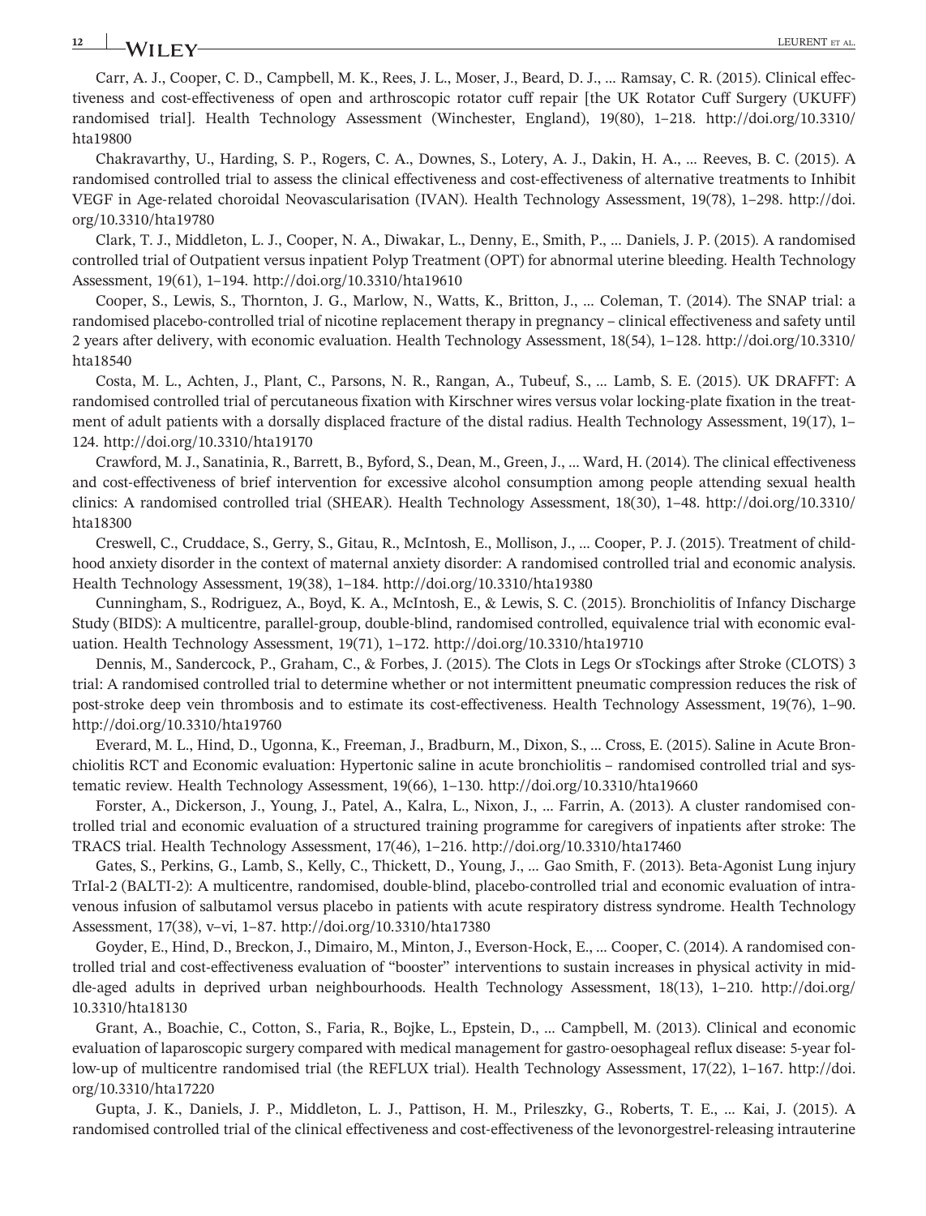Carr, A. J., Cooper, C. D., Campbell, M. K., Rees, J. L., Moser, J., Beard, D. J., … Ramsay, C. R. (2015). Clinical effectiveness and cost-effectiveness of open and arthroscopic rotator cuff repair [the UK Rotator Cuff Surgery (UKUFF) randomised trial]. Health Technology Assessment (Winchester, England), 19(80), 1–218. http://doi.org/10.3310/hta19800

Chakravarthy, U., Harding, S. P., Rogers, C. A., Downes, S., Lotery, A. J., Dakin, H. A., … Reeves, B. C. (2015). A randomised controlled trial to assess the clinical effectiveness and cost-effectiveness of alternative treatments to Inhibit VEGF in Age-related choroidal Neovascularisation (IVAN). Health Technology Assessment, 19(78), 1–298. http://doi.org/10.3310/hta19780

Clark, T. J., Middleton, L. J., Cooper, N. A., Diwakar, L., Denny, E., Smith, P., … Daniels, J. P. (2015). A randomised controlled trial of Outpatient versus inpatient Polyp Treatment (OPT) for abnormal uterine bleeding. Health Technology Assessment, 19(61), 1–194. http://doi.org/10.3310/hta19610

Cooper, S., Lewis, S., Thornton, J. G., Marlow, N., Watts, K., Britton, J., … Coleman, T. (2014). The SNAP trial: a randomised placebo-controlled trial of nicotine replacement therapy in pregnancy – clinical effectiveness and safety until 2 years after delivery, with economic evaluation. Health Technology Assessment, 18(54), 1–128. http://doi.org/10.3310/hta18540

Costa, M. L., Achten, J., Plant, C., Parsons, N. R., Rangan, A., Tubeuf, S., … Lamb, S. E. (2015). UK DRAFFT: A randomised controlled trial of percutaneous fixation with Kirschner wires versus volar locking-plate fixation in the treatment of adult patients with a dorsally displaced fracture of the distal radius. Health Technology Assessment, 19(17), 1–124. http://doi.org/10.3310/hta19170

Crawford, M. J., Sanatinia, R., Barrett, B., Byford, S., Dean, M., Green, J., … Ward, H. (2014). The clinical effectiveness and cost-effectiveness of brief intervention for excessive alcohol consumption among people attending sexual health clinics: A randomised controlled trial (SHEAR). Health Technology Assessment, 18(30), 1–48. http://doi.org/10.3310/hta18300

Creswell, C., Cruddace, S., Gerry, S., Gitau, R., McIntosh, E., Mollison, J., … Cooper, P. J. (2015). Treatment of childhood anxiety disorder in the context of maternal anxiety disorder: A randomised controlled trial and economic analysis. Health Technology Assessment, 19(38), 1–184. http://doi.org/10.3310/hta19380

Cunningham, S., Rodriguez, A., Boyd, K. A., McIntosh, E., & Lewis, S. C. (2015). Bronchiolitis of Infancy Discharge Study (BIDS): A multicentre, parallel-group, double-blind, randomised controlled, equivalence trial with economic evaluation. Health Technology Assessment, 19(71), 1–172. http://doi.org/10.3310/hta19710

Dennis, M., Sandercock, P., Graham, C., & Forbes, J. (2015). The Clots in Legs Or sTockings after Stroke (CLOTS) 3 trial: A randomised controlled trial to determine whether or not intermittent pneumatic compression reduces the risk of post-stroke deep vein thrombosis and to estimate its cost-effectiveness. Health Technology Assessment, 19(76), 1–90. http://doi.org/10.3310/hta19760

Everard, M. L., Hind, D., Ugonna, K., Freeman, J., Bradburn, M., Dixon, S., … Cross, E. (2015). Saline in Acute Bronchiolitis RCT and Economic evaluation: Hypertonic saline in acute bronchiolitis – randomised controlled trial and systematic review. Health Technology Assessment, 19(66), 1–130. http://doi.org/10.3310/hta19660

Forster, A., Dickerson, J., Young, J., Patel, A., Kalra, L., Nixon, J., … Farrin, A. (2013). A cluster randomised controlled trial and economic evaluation of a structured training programme for caregivers of inpatients after stroke: The TRACS trial. Health Technology Assessment, 17(46), 1–216. http://doi.org/10.3310/hta17460

Gates, S., Perkins, G., Lamb, S., Kelly, C., Thickett, D., Young, J., … Gao Smith, F. (2013). Beta-Agonist Lung injury TrIal-2 (BALTI-2): A multicentre, randomised, double-blind, placebo-controlled trial and economic evaluation of intravenous infusion of salbutamol versus placebo in patients with acute respiratory distress syndrome. Health Technology Assessment, 17(38), v–vi, 1–87. http://doi.org/10.3310/hta17380

Goyder, E., Hind, D., Breckon, J., Dimairo, M., Minton, J., Everson-Hock, E., … Cooper, C. (2014). A randomised controlled trial and cost-effectiveness evaluation of "booster" interventions to sustain increases in physical activity in middle-aged adults in deprived urban neighbourhoods. Health Technology Assessment, 18(13), 1–210. http://doi.org/10.3310/hta18130

Grant, A., Boachie, C., Cotton, S., Faria, R., Bojke, L., Epstein, D., … Campbell, M. (2013). Clinical and economic evaluation of laparoscopic surgery compared with medical management for gastro-oesophageal reflux disease: 5-year follow-up of multicentre randomised trial (the REFLUX trial). Health Technology Assessment, 17(22), 1–167. http://doi.org/10.3310/hta17220

Gupta, J. K., Daniels, J. P., Middleton, L. J., Pattison, H. M., Prileszky, G., Roberts, T. E., … Kai, J. (2015). A randomised controlled trial of the clinical effectiveness and cost-effectiveness of the levonorgestrel-releasing intrauterine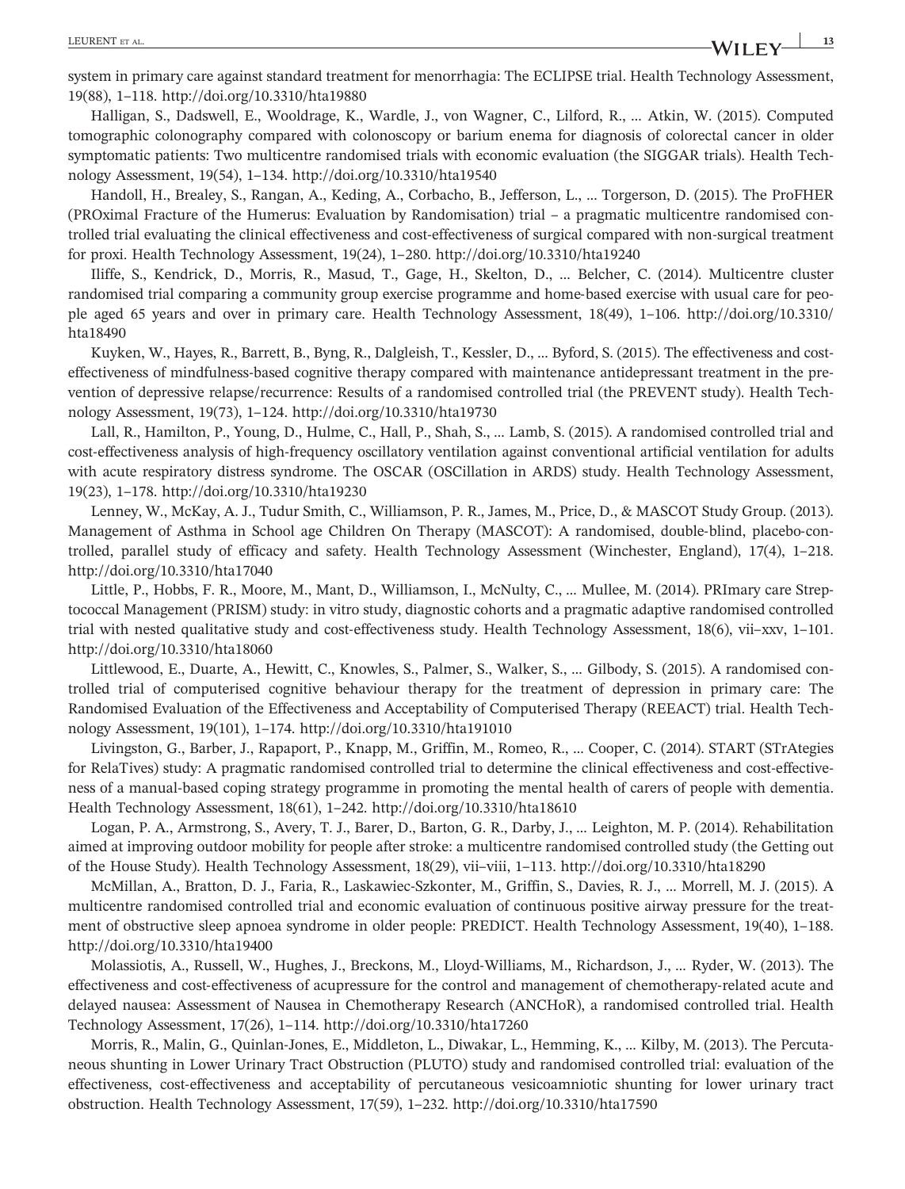system in primary care against standard treatment for menorrhagia: The ECLIPSE trial. Health Technology Assessment, 19(88), 1–118. http://doi.org/10.3310/hta19880

Halligan, S., Dadswell, E., Wooldrage, K., Wardle, J., von Wagner, C., Lilford, R., … Atkin, W. (2015). Computed tomographic colonography compared with colonoscopy or barium enema for diagnosis of colorectal cancer in older symptomatic patients: Two multicentre randomised trials with economic evaluation (the SIGGAR trials). Health Technology Assessment, 19(54), 1–134. http://doi.org/10.3310/hta19540

Handoll, H., Brealey, S., Rangan, A., Keding, A., Corbacho, B., Jefferson, L., … Torgerson, D. (2015). The ProFHER (PROximal Fracture of the Humerus: Evaluation by Randomisation) trial – a pragmatic multicentre randomised controlled trial evaluating the clinical effectiveness and cost-effectiveness of surgical compared with non-surgical treatment for proxi. Health Technology Assessment, 19(24), 1–280. http://doi.org/10.3310/hta19240

Iliffe, S., Kendrick, D., Morris, R., Masud, T., Gage, H., Skelton, D., … Belcher, C. (2014). Multicentre cluster randomised trial comparing a community group exercise programme and home-based exercise with usual care for people aged 65 years and over in primary care. Health Technology Assessment, 18(49), 1–106. http://doi.org/10.3310/hta18490

Kuyken, W., Hayes, R., Barrett, B., Byng, R., Dalgleish, T., Kessler, D., … Byford, S. (2015). The effectiveness and cost-effectiveness of mindfulness-based cognitive therapy compared with maintenance antidepressant treatment in the prevention of depressive relapse/recurrence: Results of a randomised controlled trial (the PREVENT study). Health Technology Assessment, 19(73), 1–124. http://doi.org/10.3310/hta19730

Lall, R., Hamilton, P., Young, D., Hulme, C., Hall, P., Shah, S., … Lamb, S. (2015). A randomised controlled trial and cost-effectiveness analysis of high-frequency oscillatory ventilation against conventional artificial ventilation for adults with acute respiratory distress syndrome. The OSCAR (OSCillation in ARDS) study. Health Technology Assessment, 19(23), 1–178. http://doi.org/10.3310/hta19230

Lenney, W., McKay, A. J., Tudur Smith, C., Williamson, P. R., James, M., Price, D., & MASCOT Study Group. (2013). Management of Asthma in School age Children On Therapy (MASCOT): A randomised, double-blind, placebo-controlled, parallel study of efficacy and safety. Health Technology Assessment (Winchester, England), 17(4), 1–218. http://doi.org/10.3310/hta17040

Little, P., Hobbs, F. R., Moore, M., Mant, D., Williamson, I., McNulty, C., … Mullee, M. (2014). PRImary care Streptococcal Management (PRISM) study: in vitro study, diagnostic cohorts and a pragmatic adaptive randomised controlled trial with nested qualitative study and cost-effectiveness study. Health Technology Assessment, 18(6), vii–xxv, 1–101. http://doi.org/10.3310/hta18060

Littlewood, E., Duarte, A., Hewitt, C., Knowles, S., Palmer, S., Walker, S., … Gilbody, S. (2015). A randomised controlled trial of computerised cognitive behaviour therapy for the treatment of depression in primary care: The Randomised Evaluation of the Effectiveness and Acceptability of Computerised Therapy (REEACT) trial. Health Technology Assessment, 19(101), 1–174. http://doi.org/10.3310/hta191010

Livingston, G., Barber, J., Rapaport, P., Knapp, M., Griffin, M., Romeo, R., … Cooper, C. (2014). START (STrAtegies for RelaTives) study: A pragmatic randomised controlled trial to determine the clinical effectiveness and cost-effectiveness of a manual-based coping strategy programme in promoting the mental health of carers of people with dementia. Health Technology Assessment, 18(61), 1–242. http://doi.org/10.3310/hta18610

Logan, P. A., Armstrong, S., Avery, T. J., Barer, D., Barton, G. R., Darby, J., … Leighton, M. P. (2014). Rehabilitation aimed at improving outdoor mobility for people after stroke: a multicentre randomised controlled study (the Getting out of the House Study). Health Technology Assessment, 18(29), vii–viii, 1–113. http://doi.org/10.3310/hta18290

McMillan, A., Bratton, D. J., Faria, R., Laskawiec-Szkonter, M., Griffin, S., Davies, R. J., … Morrell, M. J. (2015). A multicentre randomised controlled trial and economic evaluation of continuous positive airway pressure for the treatment of obstructive sleep apnoea syndrome in older people: PREDICT. Health Technology Assessment, 19(40), 1–188. http://doi.org/10.3310/hta19400

Molassiotis, A., Russell, W., Hughes, J., Breckons, M., Lloyd-Williams, M., Richardson, J., … Ryder, W. (2013). The effectiveness and cost-effectiveness of acupressure for the control and management of chemotherapy-related acute and delayed nausea: Assessment of Nausea in Chemotherapy Research (ANCHoR), a randomised controlled trial. Health Technology Assessment, 17(26), 1–114. http://doi.org/10.3310/hta17260

Morris, R., Malin, G., Quinlan-Jones, E., Middleton, L., Diwakar, L., Hemming, K., … Kilby, M. (2013). The Percutaneous shunting in Lower Urinary Tract Obstruction (PLUTO) study and randomised controlled trial: evaluation of the effectiveness, cost-effectiveness and acceptability of percutaneous vesicoamniotic shunting for lower urinary tract obstruction. Health Technology Assessment, 17(59), 1–232. http://doi.org/10.3310/hta17590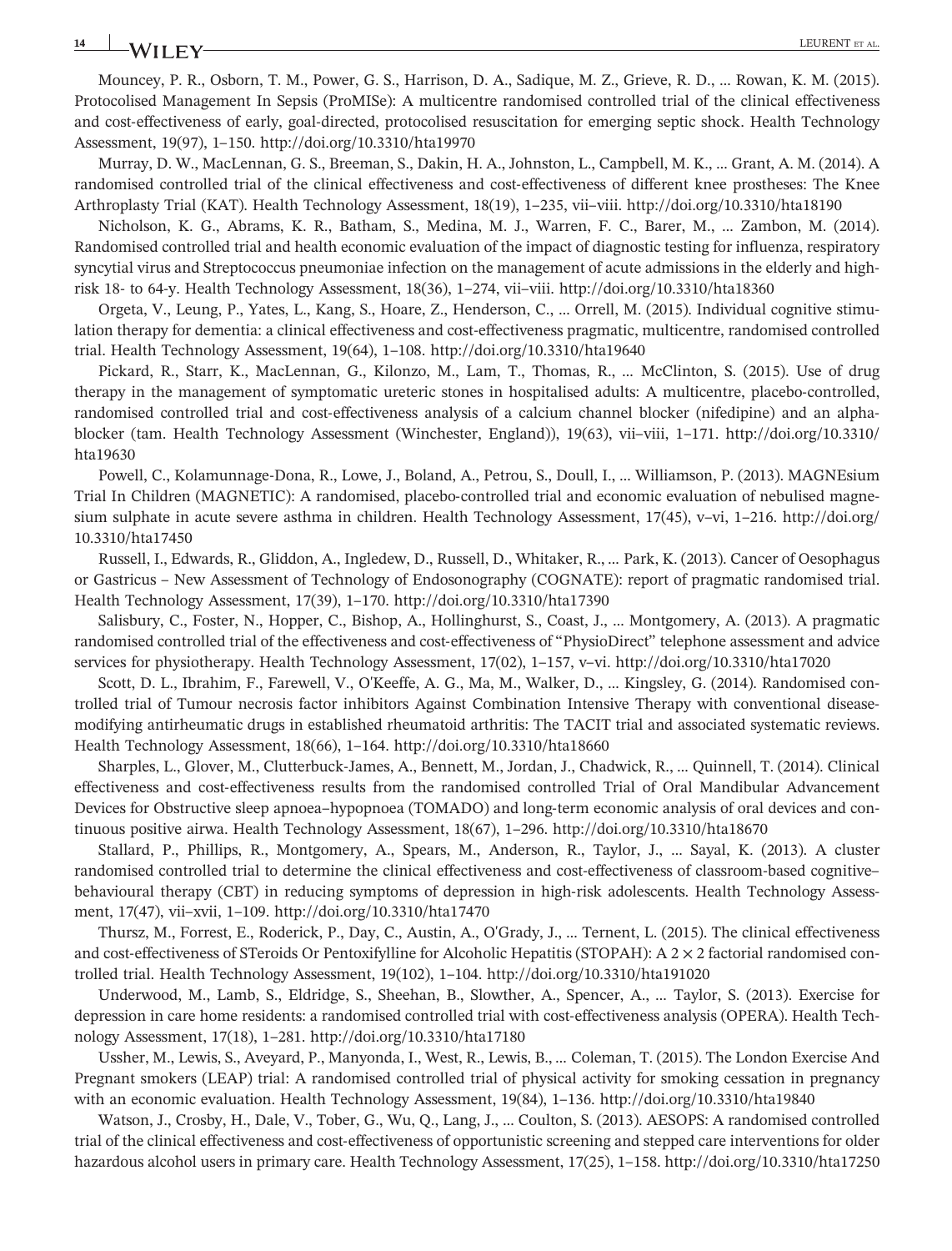Mouncey, P. R., Osborn, T. M., Power, G. S., Harrison, D. A., Sadique, M. Z., Grieve, R. D., ... Rowan, K. M. (2015). Protocolised Management In Sepsis (ProMISe): A multicentre randomised controlled trial of the clinical effectiveness and cost-effectiveness of early, goal-directed, protocolised resuscitation for emerging septic shock. Health Technology Assessment, 19(97), 1–150. http://doi.org/10.3310/hta19970

Murray, D. W., MacLennan, G. S., Breeman, S., Dakin, H. A., Johnston, L., Campbell, M. K., ... Grant, A. M. (2014). A randomised controlled trial of the clinical effectiveness and cost-effectiveness of different knee prostheses: The Knee Arthroplasty Trial (KAT). Health Technology Assessment, 18(19), 1–235, vii–viii. http://doi.org/10.3310/hta18190

Nicholson, K. G., Abrams, K. R., Batham, S., Medina, M. J., Warren, F. C., Barer, M., ... Zambon, M. (2014). Randomised controlled trial and health economic evaluation of the impact of diagnostic testing for influenza, respiratory syncytial virus and Streptococcus pneumoniae infection on the management of acute admissions in the elderly and high-risk 18- to 64-y. Health Technology Assessment, 18(36), 1–274, vii–viii. http://doi.org/10.3310/hta18360

Orgeta, V., Leung, P., Yates, L., Kang, S., Hoare, Z., Henderson, C., ... Orrell, M. (2015). Individual cognitive stimulation therapy for dementia: a clinical effectiveness and cost-effectiveness pragmatic, multicentre, randomised controlled trial. Health Technology Assessment, 19(64), 1–108. http://doi.org/10.3310/hta19640

Pickard, R., Starr, K., MacLennan, G., Kilonzo, M., Lam, T., Thomas, R., ... McClinton, S. (2015). Use of drug therapy in the management of symptomatic ureteric stones in hospitalised adults: A multicentre, placebo-controlled, randomised controlled trial and cost-effectiveness analysis of a calcium channel blocker (nifedipine) and an alpha-blocker (tam. Health Technology Assessment (Winchester, England)), 19(63), vii–viii, 1–171. http://doi.org/10.3310/hta19630

Powell, C., Kolamunnage-Dona, R., Lowe, J., Boland, A., Petrou, S., Doull, I., ... Williamson, P. (2013). MAGNEsium Trial In Children (MAGNETIC): A randomised, placebo-controlled trial and economic evaluation of nebulised magnesium sulphate in acute severe asthma in children. Health Technology Assessment, 17(45), v–vi, 1–216. http://doi.org/10.3310/hta17450

Russell, I., Edwards, R., Gliddon, A., Ingledew, D., Russell, D., Whitaker, R., ... Park, K. (2013). Cancer of Oesophagus or Gastricus – New Assessment of Technology of Endosonography (COGNATE): report of pragmatic randomised trial. Health Technology Assessment, 17(39), 1–170. http://doi.org/10.3310/hta17390

Salisbury, C., Foster, N., Hopper, C., Bishop, A., Hollinghurst, S., Coast, J., ... Montgomery, A. (2013). A pragmatic randomised controlled trial of the effectiveness and cost-effectiveness of "PhysioDirect" telephone assessment and advice services for physiotherapy. Health Technology Assessment, 17(02), 1–157, v–vi. http://doi.org/10.3310/hta17020

Scott, D. L., Ibrahim, F., Farewell, V., O'Keeffe, A. G., Ma, M., Walker, D., ... Kingsley, G. (2014). Randomised controlled trial of Tumour necrosis factor inhibitors Against Combination Intensive Therapy with conventional disease-modifying antirheumatic drugs in established rheumatoid arthritis: The TACIT trial and associated systematic reviews. Health Technology Assessment, 18(66), 1–164. http://doi.org/10.3310/hta18660

Sharples, L., Glover, M., Clutterbuck-James, A., Bennett, M., Jordan, J., Chadwick, R., ... Quinnell, T. (2014). Clinical effectiveness and cost-effectiveness results from the randomised controlled Trial of Oral Mandibular Advancement Devices for Obstructive sleep apnoea–hypopnoea (TOMADO) and long-term economic analysis of oral devices and continuous positive airwa. Health Technology Assessment, 18(67), 1–296. http://doi.org/10.3310/hta18670

Stallard, P., Phillips, R., Montgomery, A., Spears, M., Anderson, R., Taylor, J., ... Sayal, K. (2013). A cluster randomised controlled trial to determine the clinical effectiveness and cost-effectiveness of classroom-based cognitive–behavioural therapy (CBT) in reducing symptoms of depression in high-risk adolescents. Health Technology Assessment, 17(47), vii–xvii, 1–109. http://doi.org/10.3310/hta17470

Thursz, M., Forrest, E., Roderick, P., Day, C., Austin, A., O'Grady, J., ... Ternent, L. (2015). The clinical effectiveness and cost-effectiveness of STeroids Or Pentoxifylline for Alcoholic Hepatitis (STOPAH): A 2 × 2 factorial randomised controlled trial. Health Technology Assessment, 19(102), 1–104. http://doi.org/10.3310/hta191020

Underwood, M., Lamb, S., Eldridge, S., Sheehan, B., Slowther, A., Spencer, A., ... Taylor, S. (2013). Exercise for depression in care home residents: a randomised controlled trial with cost-effectiveness analysis (OPERA). Health Technology Assessment, 17(18), 1–281. http://doi.org/10.3310/hta17180

Ussher, M., Lewis, S., Aveyard, P., Manyonda, I., West, R., Lewis, B., ... Coleman, T. (2015). The London Exercise And Pregnant smokers (LEAP) trial: A randomised controlled trial of physical activity for smoking cessation in pregnancy with an economic evaluation. Health Technology Assessment, 19(84), 1–136. http://doi.org/10.3310/hta19840

Watson, J., Crosby, H., Dale, V., Tober, G., Wu, Q., Lang, J., ... Coulton, S. (2013). AESOPS: A randomised controlled trial of the clinical effectiveness and cost-effectiveness of opportunistic screening and stepped care interventions for older hazardous alcohol users in primary care. Health Technology Assessment, 17(25), 1–158. http://doi.org/10.3310/hta17250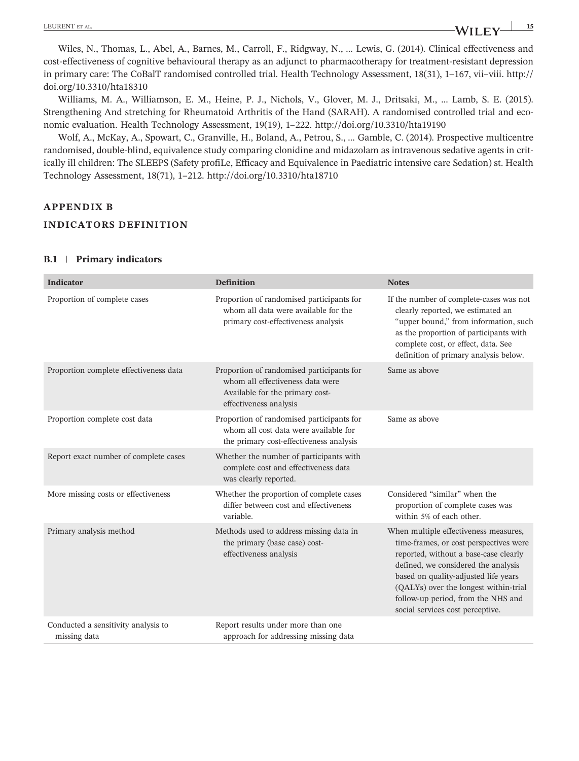Wiles, N., Thomas, L., Abel, A., Barnes, M., Carroll, F., Ridgway, N., … Lewis, G. (2014). Clinical effectiveness and cost-effectiveness of cognitive behavioural therapy as an adjunct to pharmacotherapy for treatment-resistant depression in primary care: The CoBalT randomised controlled trial. Health Technology Assessment, 18(31), 1–167, vii–viii. http://doi.org/10.3310/hta18310

Williams, M. A., Williamson, E. M., Heine, P. J., Nichols, V., Glover, M. J., Dritsaki, M., … Lamb, S. E. (2015). Strengthening And stretching for Rheumatoid Arthritis of the Hand (SARAH). A randomised controlled trial and economic evaluation. Health Technology Assessment, 19(19), 1–222. http://doi.org/10.3310/hta19190

Wolf, A., McKay, A., Spowart, C., Granville, H., Boland, A., Petrou, S., … Gamble, C. (2014). Prospective multicentre randomised, double-blind, equivalence study comparing clonidine and midazolam as intravenous sedative agents in critically ill children: The SLEEPS (Safety profiLe, Efficacy and Equivalence in Paediatric intensive care Sedation) st. Health Technology Assessment, 18(71), 1–212. http://doi.org/10.3310/hta18710

## APPENDIX B

## INDICATORS DEFINITION

### B.1 | Primary indicators

| Indicator | Definition | Notes |
|---|---|---|
| Proportion of complete cases | Proportion of randomised participants for whom all data were available for the primary cost-effectiveness analysis | If the number of complete-cases was not clearly reported, we estimated an "upper bound," from information, such as the proportion of participants with complete cost, or effect, data. See definition of primary analysis below. |
| Proportion complete effectiveness data | Proportion of randomised participants for whom all effectiveness data were Available for the primary cost-effectiveness analysis | Same as above |
| Proportion complete cost data | Proportion of randomised participants for whom all cost data were available for the primary cost-effectiveness analysis | Same as above |
| Report exact number of complete cases | Whether the number of participants with complete cost and effectiveness data was clearly reported. | |
| More missing costs or effectiveness | Whether the proportion of complete cases differ between cost and effectiveness variable. | Considered "similar" when the proportion of complete cases was within 5% of each other. |
| Primary analysis method | Methods used to address missing data in the primary (base case) cost-effectiveness analysis | When multiple effectiveness measures, time-frames, or cost perspectives were reported, without a base-case clearly defined, we considered the analysis based on quality-adjusted life years (QALYs) over the longest within-trial follow-up period, from the NHS and social services cost perceptive. |
| Conducted a sensitivity analysis to missing data | Report results under more than one approach for addressing missing data | |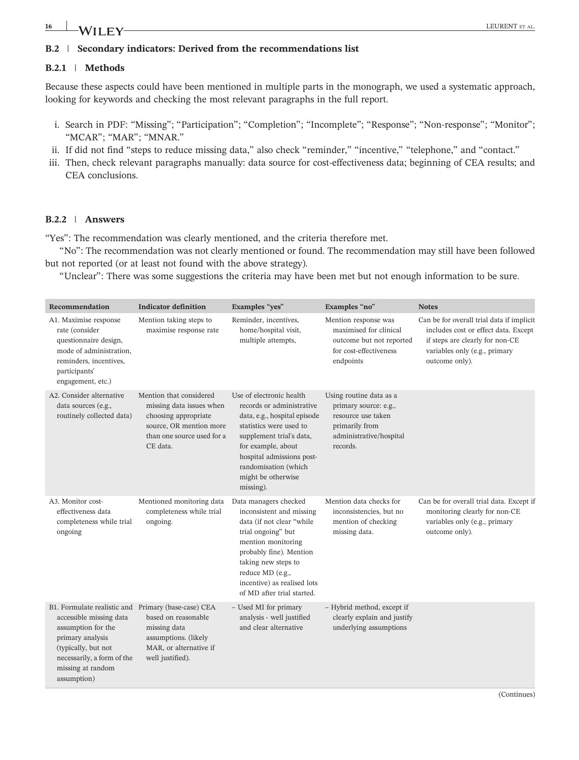### B.2 | Secondary indicators: Derived from the recommendations list

#### B.2.1 | Methods

Because these aspects could have been mentioned in multiple parts in the monograph, we used a systematic approach, looking for keywords and checking the most relevant paragraphs in the full report.

i. Search in PDF: "Missing"; "Participation"; "Completion"; "Incomplete"; "Response"; "Non-response"; "Monitor"; "MCAR"; "MAR"; "MNAR."
ii. If did not find "steps to reduce missing data," also check "reminder," "incentive," "telephone," and "contact."
iii. Then, check relevant paragraphs manually: data source for cost-effectiveness data; beginning of CEA results; and CEA conclusions.

#### B.2.2 | Answers

"Yes": The recommendation was clearly mentioned, and the criteria therefore met.

"No": The recommendation was not clearly mentioned or found. The recommendation may still have been followed but not reported (or at least not found with the above strategy).

"Unclear": There was some suggestions the criteria may have been met but not enough information to be sure.

| Recommendation | Indicator definition | Examples "yes" | Examples "no" | Notes |
|---|---|---|---|---|
| A1. Maximise response rate (consider questionnaire design, mode of administration, reminders, incentives, participants' engagement, etc.) | Mention taking steps to maximise response rate | Reminder, incentives, home/hospital visit, multiple attempts, | Mention response was maximised for clinical outcome but not reported for cost-effectiveness endpoints | Can be for overall trial data if implicit includes cost or effect data. Except if steps are clearly for non-CE variables only (e.g., primary outcome only). |
| A2. Consider alternative data sources (e.g., routinely collected data) | Mention that considered missing data issues when choosing appropriate source, OR mention more than one source used for a CE data. | Use of electronic health records or administrative data, e.g., hospital episode statistics were used to supplement trial's data, for example, about hospital admissions post-randomisation (which might be otherwise missing). | Using routine data as a primary source: e.g., resource use taken primarily from administrative/hospital records. | |
| A3. Monitor cost-effectiveness data completeness while trial ongoing | Mentioned monitoring data completeness while trial ongoing. | Data managers checked inconsistent and missing data (if not clear "while trial ongoing" but mention monitoring probably fine). Mention taking new steps to reduce MD (e.g., incentive) as realised lots of MD after trial started. | Mention data checks for inconsistencies, but no mention of checking missing data. | Can be for overall trial data. Except if monitoring clearly for non-CE variables only (e.g., primary outcome only). |
| B1. Formulate realistic and accessible missing data assumption for the primary analysis (typically, but not necessarily, a form of the missing at random assumption) | Primary (base-case) CEA based on reasonable missing data assumptions. (likely MAR, or alternative if well justified). | – Used MI for primary analysis - well justified and clear alternative | – Hybrid method, except if clearly explain and justify underlying assumptions | |

(Continues)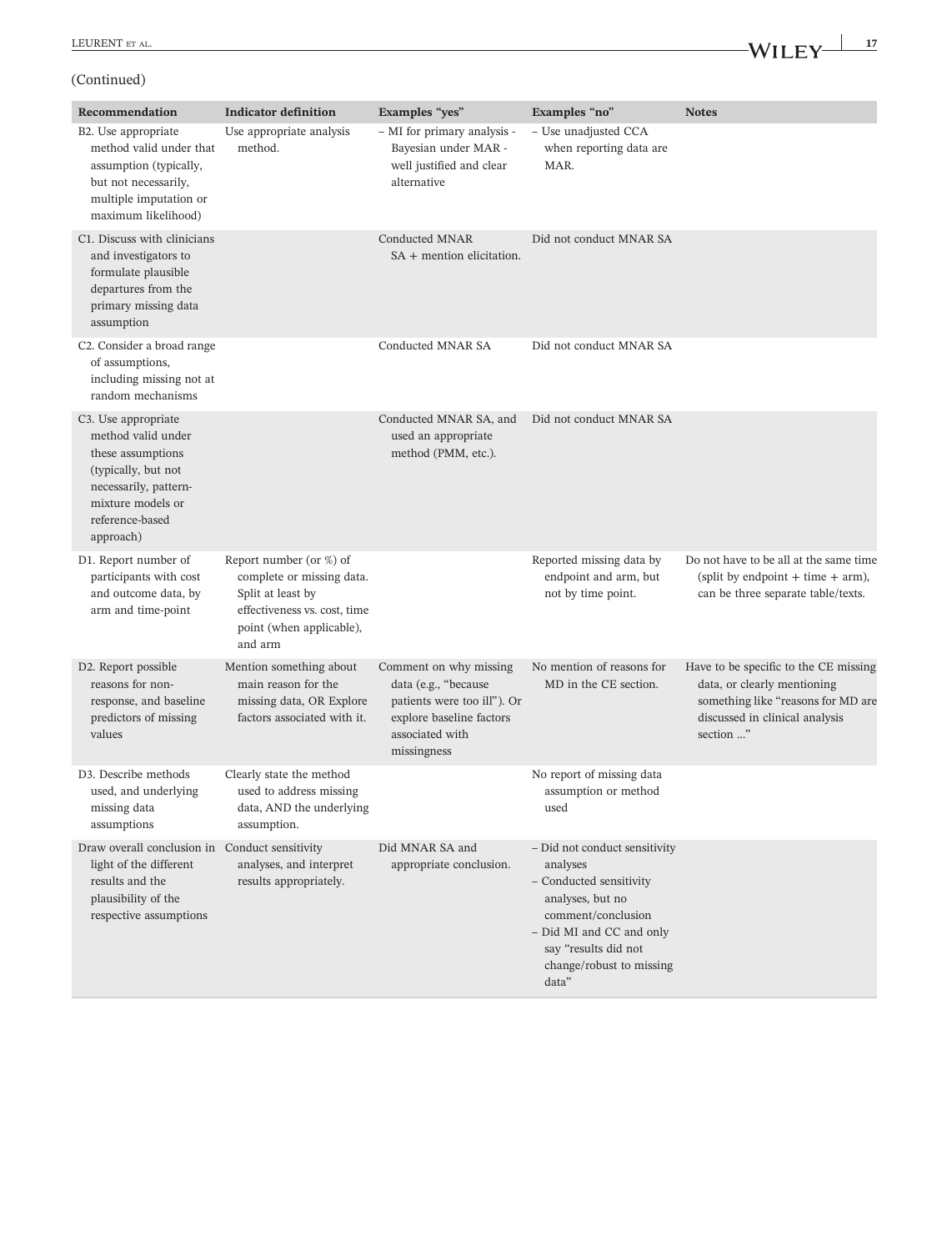(Continued)

| Recommendation | Indicator definition | Examples "yes" | Examples "no" | Notes |
|---|---|---|---|---|
| B2. Use appropriate method valid under that assumption (typically, but not necessarily, multiple imputation or maximum likelihood) | Use appropriate analysis method. | – MI for primary analysis - Bayesian under MAR - well justified and clear alternative | – Use unadjusted CCA when reporting data are MAR. | |
| C1. Discuss with clinicians and investigators to formulate plausible departures from the primary missing data assumption | | Conducted MNAR SA + mention elicitation. | Did not conduct MNAR SA | |
| C2. Consider a broad range of assumptions, including missing not at random mechanisms | | Conducted MNAR SA | Did not conduct MNAR SA | |
| C3. Use appropriate method valid under these assumptions (typically, but not necessarily, pattern-mixture models or reference-based approach) | | Conducted MNAR SA, and used an appropriate method (PMM, etc.). | Did not conduct MNAR SA | |
| D1. Report number of participants with cost and outcome data, by arm and time-point | Report number (or %) of complete or missing data. Split at least by effectiveness vs. cost, time point (when applicable), and arm | | Reported missing data by endpoint and arm, but not by time point. | Do not have to be all at the same time (split by endpoint + time + arm), can be three separate table/texts. |
| D2. Report possible reasons for non-response, and baseline predictors of missing values | Mention something about main reason for the missing data, OR Explore factors associated with it. | Comment on why missing data (e.g., "because patients were too ill"). Or explore baseline factors associated with missingness | No mention of reasons for MD in the CE section. | Have to be specific to the CE missing data, or clearly mentioning something like "reasons for MD are discussed in clinical analysis section ..." |
| D3. Describe methods used, and underlying missing data assumptions | Clearly state the method used to address missing data, AND the underlying assumption. | | No report of missing data assumption or method used | |
| Draw overall conclusion in light of the different results and the plausibility of the respective assumptions | Conduct sensitivity analyses, and interpret results appropriately. | Did MNAR SA and appropriate conclusion. | – Did not conduct sensitivity analyses<br>– Conducted sensitivity analyses, but no comment/conclusion<br>– Did MI and CC and only say "results did not change/robust to missing data" | |